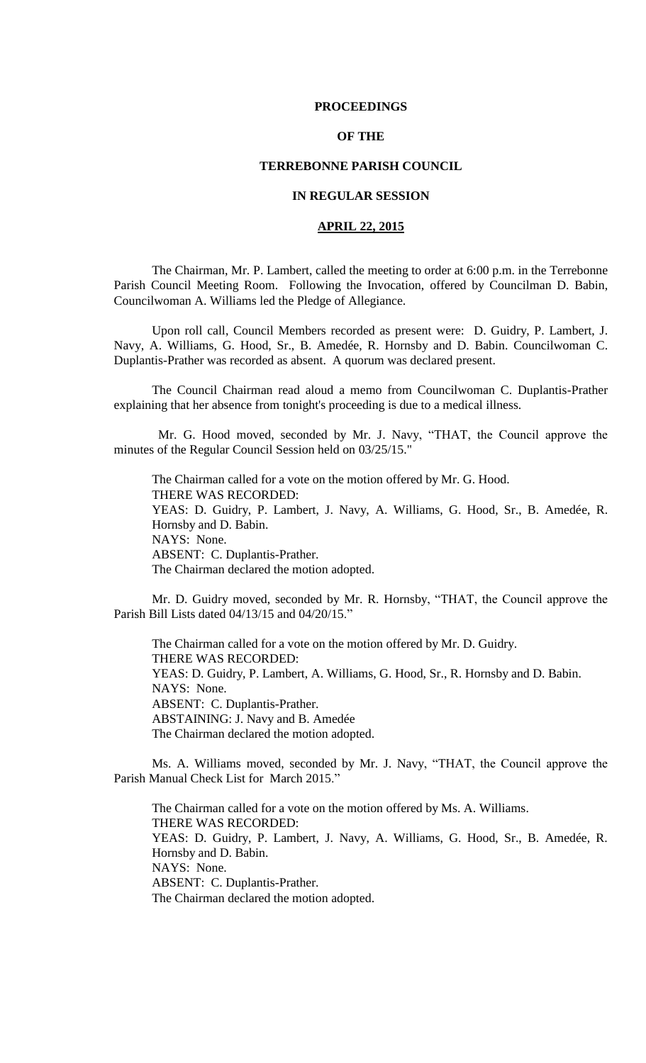# PROCEEDINGS

# OF THE

# TERREBONNE PARISH COUNCIL

# IN REGULAR SESSION

## APRIL 22, 2015

The Chairman, Mr. P. Lambert, called the meeting to order at 6:00 p.m. in the Terrebonne Parish Council Meeting Room. Following the Invocation, offered by Councilman D. Babin, Councilwoman A. Williams led the Pledge of Allegiance.

Upon roll call, Council Members recorded as present were: D. Guidry, P. Lambert, J. Navy, A. Williams, G. Hood, Sr., B. Amedée, R. Hornsby and D. Babin. Councilwoman C. Duplantis-Prather was recorded as absent. A quorum was declared present.

The Council Chairman read aloud a memo from Councilwoman C. Duplantis-Prather explaining that her absence from tonight's proceeding is due to a medical illness.

Mr. G. Hood moved, seconded by Mr. J. Navy, "THAT, the Council approve the minutes of the Regular Council Session held on 03/25/15."

The Chairman called for a vote on the motion offered by Mr. G. Hood.
THERE WAS RECORDED:
YEAS: D. Guidry, P. Lambert, J. Navy, A. Williams, G. Hood, Sr., B. Amedée, R. Hornsby and D. Babin.
NAYS: None.
ABSENT: C. Duplantis-Prather.
The Chairman declared the motion adopted.

Mr. D. Guidry moved, seconded by Mr. R. Hornsby, "THAT, the Council approve the Parish Bill Lists dated 04/13/15 and 04/20/15."

The Chairman called for a vote on the motion offered by Mr. D. Guidry.
THERE WAS RECORDED:
YEAS: D. Guidry, P. Lambert, A. Williams, G. Hood, Sr., R. Hornsby and D. Babin.
NAYS: None.
ABSENT: C. Duplantis-Prather.
ABSTAINING: J. Navy and B. Amedée
The Chairman declared the motion adopted.

Ms. A. Williams moved, seconded by Mr. J. Navy, "THAT, the Council approve the Parish Manual Check List for March 2015."

The Chairman called for a vote on the motion offered by Ms. A. Williams.
THERE WAS RECORDED:
YEAS: D. Guidry, P. Lambert, J. Navy, A. Williams, G. Hood, Sr., B. Amedée, R. Hornsby and D. Babin.
NAYS: None.
ABSENT: C. Duplantis-Prather.
The Chairman declared the motion adopted.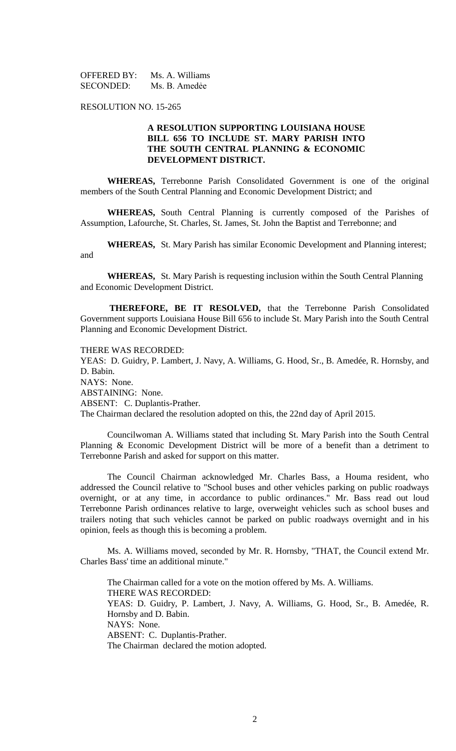OFFERED BY: Ms. A. Williams
SECONDED: Ms. B. Amedėe

RESOLUTION NO. 15-265

**A RESOLUTION SUPPORTING LOUISIANA HOUSE BILL 656 TO INCLUDE ST. MARY PARISH INTO THE SOUTH CENTRAL PLANNING & ECONOMIC DEVELOPMENT DISTRICT.**

**WHEREAS,** Terrebonne Parish Consolidated Government is one of the original members of the South Central Planning and Economic Development District; and

**WHEREAS,** South Central Planning is currently composed of the Parishes of Assumption, Lafourche, St. Charles, St. James, St. John the Baptist and Terrebonne; and

**WHEREAS,** St. Mary Parish has similar Economic Development and Planning interest; and

**WHEREAS,** St. Mary Parish is requesting inclusion within the South Central Planning and Economic Development District.

**THEREFORE, BE IT RESOLVED,** that the Terrebonne Parish Consolidated Government supports Louisiana House Bill 656 to include St. Mary Parish into the South Central Planning and Economic Development District.

THERE WAS RECORDED:
YEAS: D. Guidry, P. Lambert, J. Navy, A. Williams, G. Hood, Sr., B. Amedée, R. Hornsby, and D. Babin.
NAYS: None.
ABSTAINING: None.
ABSENT: C. Duplantis-Prather.
The Chairman declared the resolution adopted on this, the 22nd day of April 2015.

Councilwoman A. Williams stated that including St. Mary Parish into the South Central Planning & Economic Development District will be more of a benefit than a detriment to Terrebonne Parish and asked for support on this matter.

The Council Chairman acknowledged Mr. Charles Bass, a Houma resident, who addressed the Council relative to "School buses and other vehicles parking on public roadways overnight, or at any time, in accordance to public ordinances." Mr. Bass read out loud Terrebonne Parish ordinances relative to large, overweight vehicles such as school buses and trailers noting that such vehicles cannot be parked on public roadways overnight and in his opinion, feels as though this is becoming a problem.

Ms. A. Williams moved, seconded by Mr. R. Hornsby, "THAT, the Council extend Mr. Charles Bass' time an additional minute."

The Chairman called for a vote on the motion offered by Ms. A. Williams.
THERE WAS RECORDED:
YEAS: D. Guidry, P. Lambert, J. Navy, A. Williams, G. Hood, Sr., B. Amedée, R. Hornsby and D. Babin.
NAYS: None.
ABSENT: C. Duplantis-Prather.
The Chairman declared the motion adopted.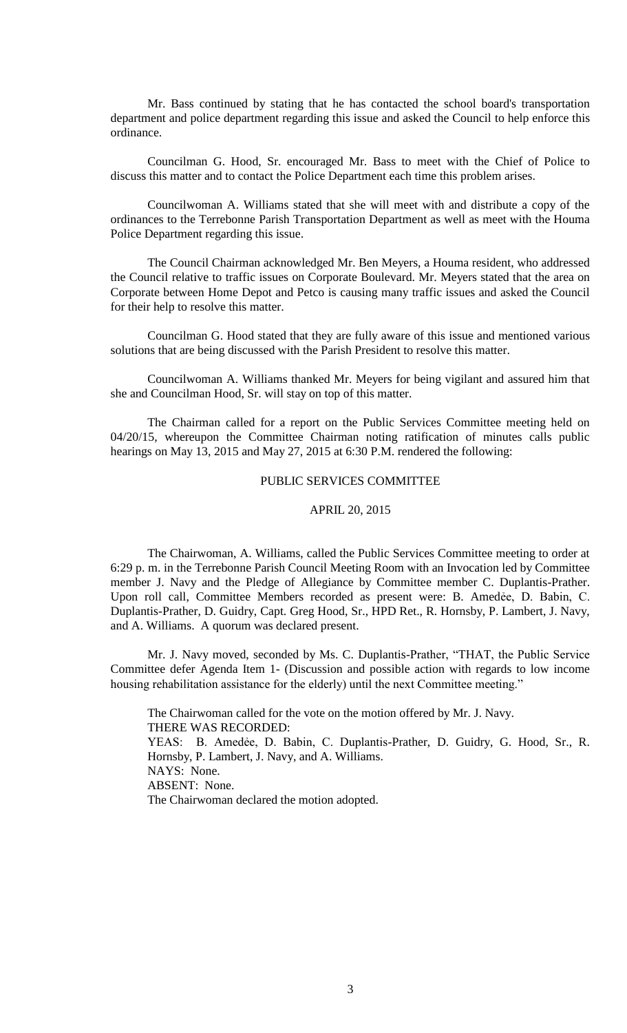Mr. Bass continued by stating that he has contacted the school board's transportation department and police department regarding this issue and asked the Council to help enforce this ordinance.

Councilman G. Hood, Sr. encouraged Mr. Bass to meet with the Chief of Police to discuss this matter and to contact the Police Department each time this problem arises.

Councilwoman A. Williams stated that she will meet with and distribute a copy of the ordinances to the Terrebonne Parish Transportation Department as well as meet with the Houma Police Department regarding this issue.

The Council Chairman acknowledged Mr. Ben Meyers, a Houma resident, who addressed the Council relative to traffic issues on Corporate Boulevard. Mr. Meyers stated that the area on Corporate between Home Depot and Petco is causing many traffic issues and asked the Council for their help to resolve this matter.

Councilman G. Hood stated that they are fully aware of this issue and mentioned various solutions that are being discussed with the Parish President to resolve this matter.

Councilwoman A. Williams thanked Mr. Meyers for being vigilant and assured him that she and Councilman Hood, Sr. will stay on top of this matter.

The Chairman called for a report on the Public Services Committee meeting held on 04/20/15, whereupon the Committee Chairman noting ratification of minutes calls public hearings on May 13, 2015 and May 27, 2015 at 6:30 P.M. rendered the following:

PUBLIC SERVICES COMMITTEE

APRIL 20, 2015

The Chairwoman, A. Williams, called the Public Services Committee meeting to order at 6:29 p. m. in the Terrebonne Parish Council Meeting Room with an Invocation led by Committee member J. Navy and the Pledge of Allegiance by Committee member C. Duplantis-Prather. Upon roll call, Committee Members recorded as present were: B. Amedẻe, D. Babin, C. Duplantis-Prather, D. Guidry, Capt. Greg Hood, Sr., HPD Ret., R. Hornsby, P. Lambert, J. Navy, and A. Williams. A quorum was declared present.

Mr. J. Navy moved, seconded by Ms. C. Duplantis-Prather, "THAT, the Public Service Committee defer Agenda Item 1- (Discussion and possible action with regards to low income housing rehabilitation assistance for the elderly) until the next Committee meeting."

The Chairwoman called for the vote on the motion offered by Mr. J. Navy.
THERE WAS RECORDED:
YEAS: B. Amedẻe, D. Babin, C. Duplantis-Prather, D. Guidry, G. Hood, Sr., R. Hornsby, P. Lambert, J. Navy, and A. Williams.
NAYS: None.
ABSENT: None.
The Chairwoman declared the motion adopted.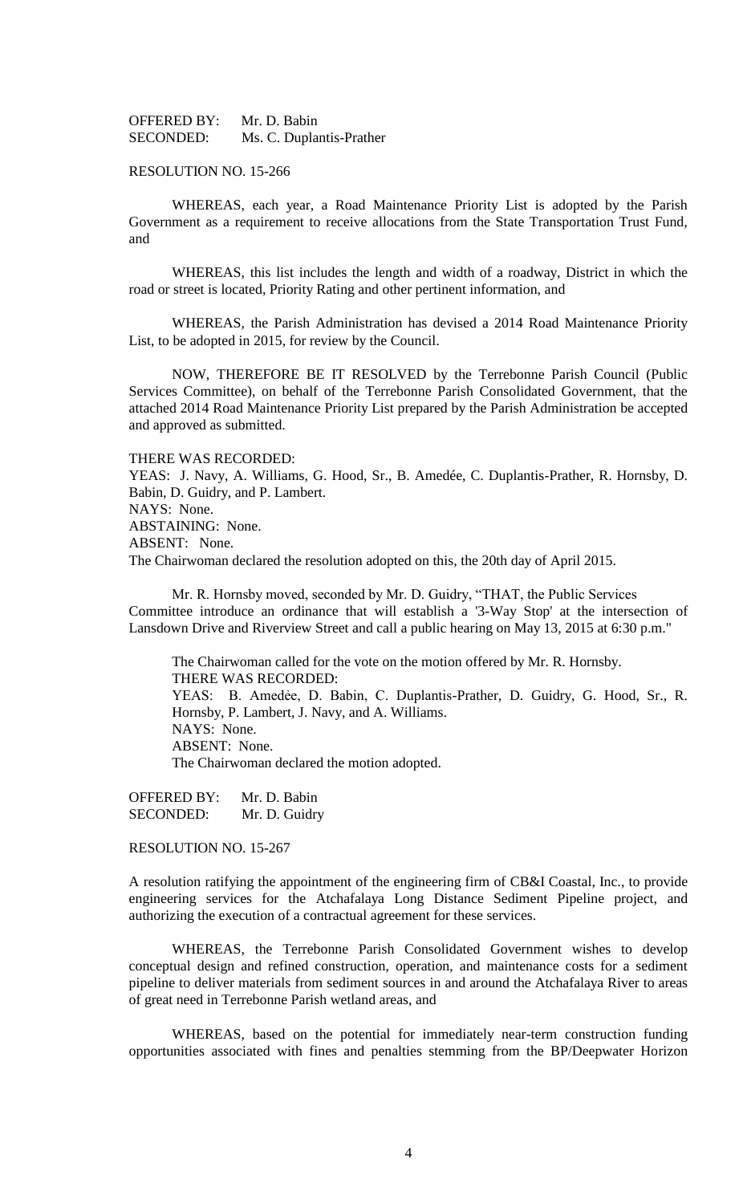OFFERED BY: Mr. D. Babin
SECONDED: Ms. C. Duplantis-Prather

RESOLUTION NO. 15-266

WHEREAS, each year, a Road Maintenance Priority List is adopted by the Parish Government as a requirement to receive allocations from the State Transportation Trust Fund, and

WHEREAS, this list includes the length and width of a roadway, District in which the road or street is located, Priority Rating and other pertinent information, and

WHEREAS, the Parish Administration has devised a 2014 Road Maintenance Priority List, to be adopted in 2015, for review by the Council.

NOW, THEREFORE BE IT RESOLVED by the Terrebonne Parish Council (Public Services Committee), on behalf of the Terrebonne Parish Consolidated Government, that the attached 2014 Road Maintenance Priority List prepared by the Parish Administration be accepted and approved as submitted.

THERE WAS RECORDED:
YEAS: J. Navy, A. Williams, G. Hood, Sr., B. Amedée, C. Duplantis-Prather, R. Hornsby, D. Babin, D. Guidry, and P. Lambert.
NAYS: None.
ABSTAINING: None.
ABSENT: None.
The Chairwoman declared the resolution adopted on this, the 20th day of April 2015.

Mr. R. Hornsby moved, seconded by Mr. D. Guidry, "THAT, the Public Services Committee introduce an ordinance that will establish a '3-Way Stop' at the intersection of Lansdown Drive and Riverview Street and call a public hearing on May 13, 2015 at 6:30 p.m."

The Chairwoman called for the vote on the motion offered by Mr. R. Hornsby.
THERE WAS RECORDED:
YEAS: B. Amedèe, D. Babin, C. Duplantis-Prather, D. Guidry, G. Hood, Sr., R. Hornsby, P. Lambert, J. Navy, and A. Williams.
NAYS: None.
ABSENT: None.
The Chairwoman declared the motion adopted.

OFFERED BY: Mr. D. Babin
SECONDED: Mr. D. Guidry

RESOLUTION NO. 15-267

A resolution ratifying the appointment of the engineering firm of CB&I Coastal, Inc., to provide engineering services for the Atchafalaya Long Distance Sediment Pipeline project, and authorizing the execution of a contractual agreement for these services.

WHEREAS, the Terrebonne Parish Consolidated Government wishes to develop conceptual design and refined construction, operation, and maintenance costs for a sediment pipeline to deliver materials from sediment sources in and around the Atchafalaya River to areas of great need in Terrebonne Parish wetland areas, and

WHEREAS, based on the potential for immediately near-term construction funding opportunities associated with fines and penalties stemming from the BP/Deepwater Horizon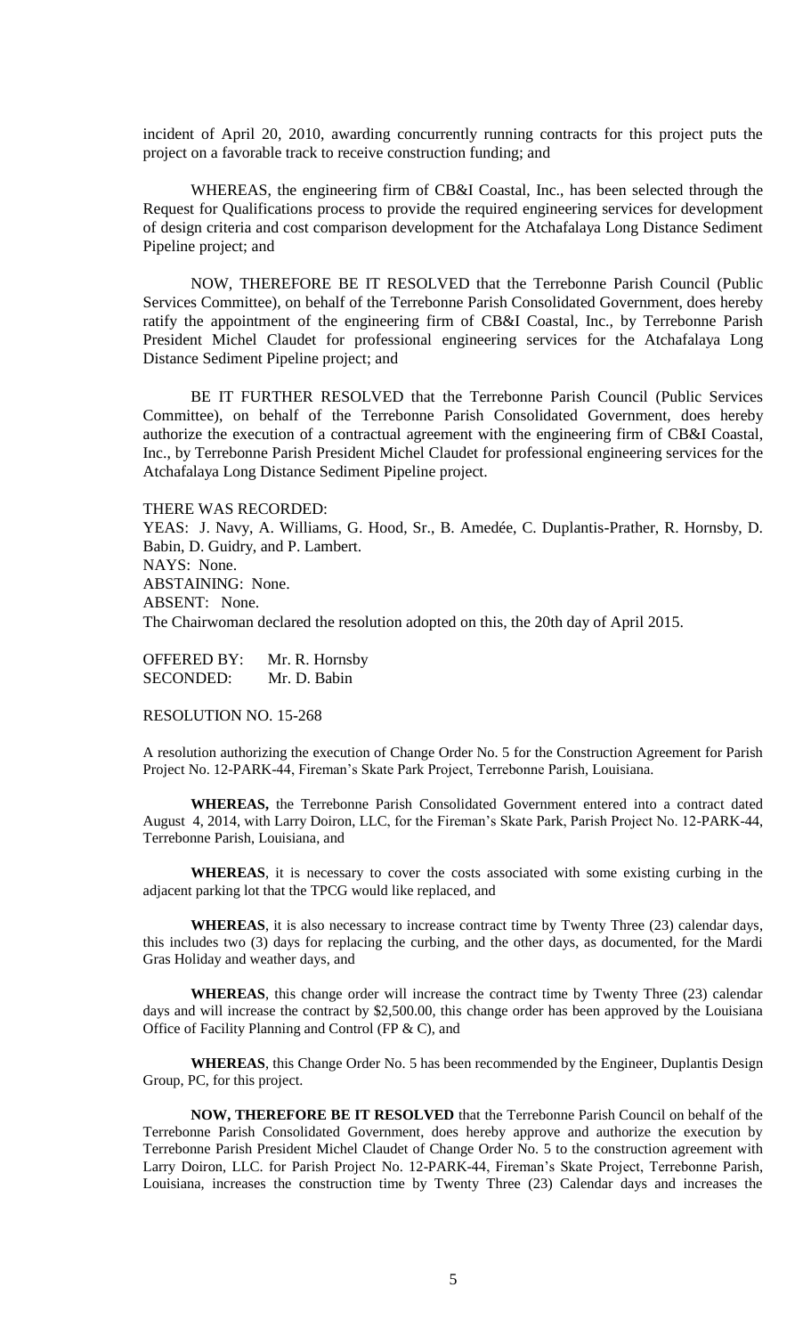incident of April 20, 2010, awarding concurrently running contracts for this project puts the project on a favorable track to receive construction funding; and

WHEREAS, the engineering firm of CB&I Coastal, Inc., has been selected through the Request for Qualifications process to provide the required engineering services for development of design criteria and cost comparison development for the Atchafalaya Long Distance Sediment Pipeline project; and

NOW, THEREFORE BE IT RESOLVED that the Terrebonne Parish Council (Public Services Committee), on behalf of the Terrebonne Parish Consolidated Government, does hereby ratify the appointment of the engineering firm of CB&I Coastal, Inc., by Terrebonne Parish President Michel Claudet for professional engineering services for the Atchafalaya Long Distance Sediment Pipeline project; and

BE IT FURTHER RESOLVED that the Terrebonne Parish Council (Public Services Committee), on behalf of the Terrebonne Parish Consolidated Government, does hereby authorize the execution of a contractual agreement with the engineering firm of CB&I Coastal, Inc., by Terrebonne Parish President Michel Claudet for professional engineering services for the Atchafalaya Long Distance Sediment Pipeline project.

THERE WAS RECORDED:
YEAS: J. Navy, A. Williams, G. Hood, Sr., B. Amedée, C. Duplantis-Prather, R. Hornsby, D. Babin, D. Guidry, and P. Lambert.
NAYS: None.
ABSTAINING: None.
ABSENT: None.
The Chairwoman declared the resolution adopted on this, the 20th day of April 2015.

OFFERED BY: Mr. R. Hornsby
SECONDED: Mr. D. Babin

RESOLUTION NO. 15-268

A resolution authorizing the execution of Change Order No. 5 for the Construction Agreement for Parish Project No. 12-PARK-44, Fireman's Skate Park Project, Terrebonne Parish, Louisiana.

**WHEREAS,** the Terrebonne Parish Consolidated Government entered into a contract dated August 4, 2014, with Larry Doiron, LLC, for the Fireman's Skate Park, Parish Project No. 12-PARK-44, Terrebonne Parish, Louisiana, and

**WHEREAS**, it is necessary to cover the costs associated with some existing curbing in the adjacent parking lot that the TPCG would like replaced, and

**WHEREAS**, it is also necessary to increase contract time by Twenty Three (23) calendar days, this includes two (3) days for replacing the curbing, and the other days, as documented, for the Mardi Gras Holiday and weather days, and

**WHEREAS**, this change order will increase the contract time by Twenty Three (23) calendar days and will increase the contract by $2,500.00, this change order has been approved by the Louisiana Office of Facility Planning and Control (FP & C), and

**WHEREAS**, this Change Order No. 5 has been recommended by the Engineer, Duplantis Design Group, PC, for this project.

**NOW, THEREFORE BE IT RESOLVED** that the Terrebonne Parish Council on behalf of the Terrebonne Parish Consolidated Government, does hereby approve and authorize the execution by Terrebonne Parish President Michel Claudet of Change Order No. 5 to the construction agreement with Larry Doiron, LLC. for Parish Project No. 12-PARK-44, Fireman's Skate Project, Terrebonne Parish, Louisiana, increases the construction time by Twenty Three (23) Calendar days and increases the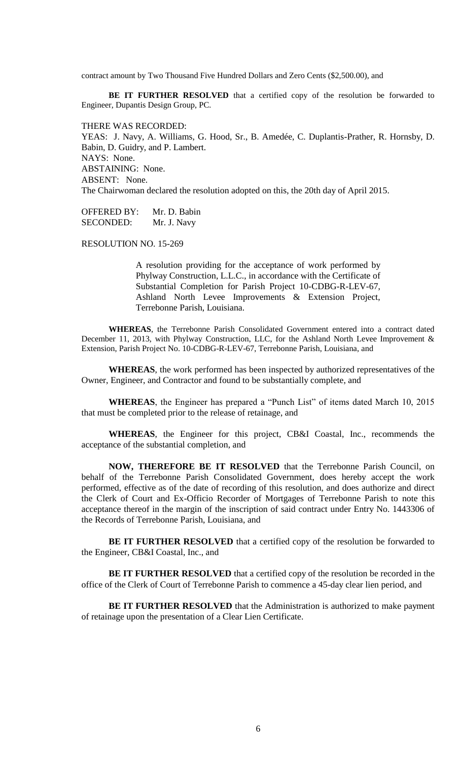contract amount by Two Thousand Five Hundred Dollars and Zero Cents ($2,500.00), and

**BE IT FURTHER RESOLVED** that a certified copy of the resolution be forwarded to Engineer, Dupantis Design Group, PC.

THERE WAS RECORDED:
YEAS: J. Navy, A. Williams, G. Hood, Sr., B. Amedée, C. Duplantis-Prather, R. Hornsby, D. Babin, D. Guidry, and P. Lambert.
NAYS: None.
ABSTAINING: None.
ABSENT: None.
The Chairwoman declared the resolution adopted on this, the 20th day of April 2015.

OFFERED BY: Mr. D. Babin
SECONDED: Mr. J. Navy

RESOLUTION NO. 15-269

A resolution providing for the acceptance of work performed by Phylway Construction, L.L.C., in accordance with the Certificate of Substantial Completion for Parish Project 10-CDBG-R-LEV-67, Ashland North Levee Improvements & Extension Project, Terrebonne Parish, Louisiana.

**WHEREAS**, the Terrebonne Parish Consolidated Government entered into a contract dated December 11, 2013, with Phylway Construction, LLC, for the Ashland North Levee Improvement & Extension, Parish Project No. 10-CDBG-R-LEV-67, Terrebonne Parish, Louisiana, and

**WHEREAS**, the work performed has been inspected by authorized representatives of the Owner, Engineer, and Contractor and found to be substantially complete, and

**WHEREAS**, the Engineer has prepared a "Punch List" of items dated March 10, 2015 that must be completed prior to the release of retainage, and

**WHEREAS**, the Engineer for this project, CB&I Coastal, Inc., recommends the acceptance of the substantial completion, and

**NOW, THEREFORE BE IT RESOLVED** that the Terrebonne Parish Council, on behalf of the Terrebonne Parish Consolidated Government, does hereby accept the work performed, effective as of the date of recording of this resolution, and does authorize and direct the Clerk of Court and Ex-Officio Recorder of Mortgages of Terrebonne Parish to note this acceptance thereof in the margin of the inscription of said contract under Entry No. 1443306 of the Records of Terrebonne Parish, Louisiana, and

**BE IT FURTHER RESOLVED** that a certified copy of the resolution be forwarded to the Engineer, CB&I Coastal, Inc., and

**BE IT FURTHER RESOLVED** that a certified copy of the resolution be recorded in the office of the Clerk of Court of Terrebonne Parish to commence a 45-day clear lien period, and

**BE IT FURTHER RESOLVED** that the Administration is authorized to make payment of retainage upon the presentation of a Clear Lien Certificate.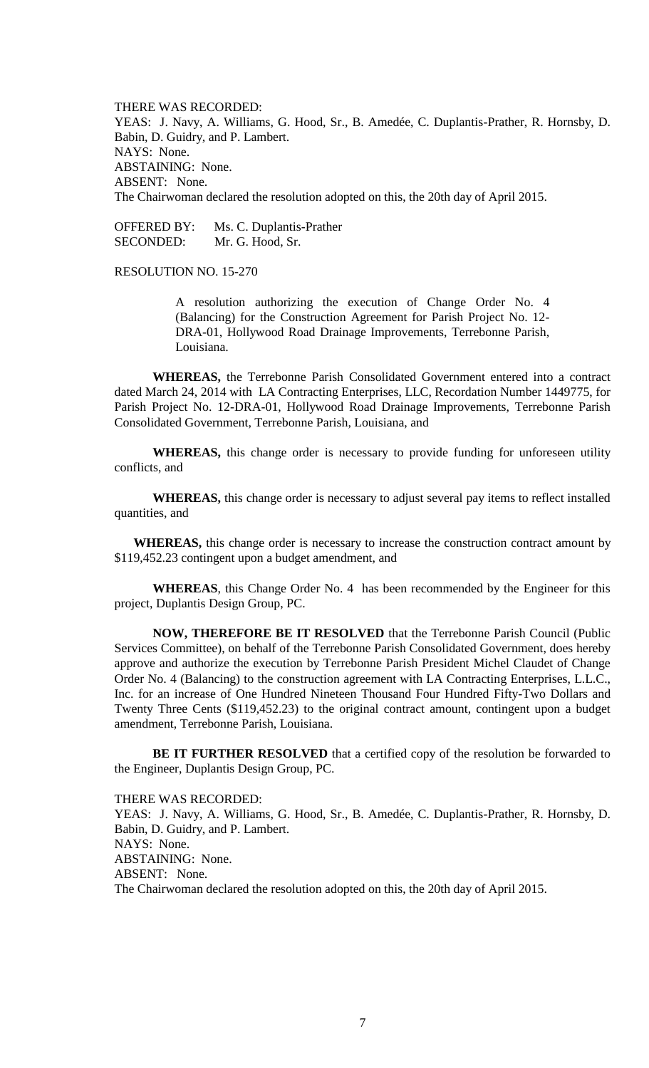THERE WAS RECORDED:
YEAS: J. Navy, A. Williams, G. Hood, Sr., B. Amedée, C. Duplantis-Prather, R. Hornsby, D. Babin, D. Guidry, and P. Lambert.
NAYS: None.
ABSTAINING: None.
ABSENT: None.
The Chairwoman declared the resolution adopted on this, the 20th day of April 2015.

OFFERED BY: Ms. C. Duplantis-Prather
SECONDED: Mr. G. Hood, Sr.

RESOLUTION NO. 15-270

A resolution authorizing the execution of Change Order No. 4 (Balancing) for the Construction Agreement for Parish Project No. 12-DRA-01, Hollywood Road Drainage Improvements, Terrebonne Parish, Louisiana.

**WHEREAS,** the Terrebonne Parish Consolidated Government entered into a contract dated March 24, 2014 with LA Contracting Enterprises, LLC, Recordation Number 1449775, for Parish Project No. 12-DRA-01, Hollywood Road Drainage Improvements, Terrebonne Parish Consolidated Government, Terrebonne Parish, Louisiana, and

**WHEREAS,** this change order is necessary to provide funding for unforeseen utility conflicts, and

**WHEREAS,** this change order is necessary to adjust several pay items to reflect installed quantities, and

**WHEREAS,** this change order is necessary to increase the construction contract amount by $119,452.23 contingent upon a budget amendment, and

**WHEREAS**, this Change Order No. 4 has been recommended by the Engineer for this project, Duplantis Design Group, PC.

**NOW, THEREFORE BE IT RESOLVED** that the Terrebonne Parish Council (Public Services Committee), on behalf of the Terrebonne Parish Consolidated Government, does hereby approve and authorize the execution by Terrebonne Parish President Michel Claudet of Change Order No. 4 (Balancing) to the construction agreement with LA Contracting Enterprises, L.L.C., Inc. for an increase of One Hundred Nineteen Thousand Four Hundred Fifty-Two Dollars and Twenty Three Cents ($119,452.23) to the original contract amount, contingent upon a budget amendment, Terrebonne Parish, Louisiana.

**BE IT FURTHER RESOLVED** that a certified copy of the resolution be forwarded to the Engineer, Duplantis Design Group, PC.

THERE WAS RECORDED:
YEAS: J. Navy, A. Williams, G. Hood, Sr., B. Amedée, C. Duplantis-Prather, R. Hornsby, D. Babin, D. Guidry, and P. Lambert.
NAYS: None.
ABSTAINING: None.
ABSENT: None.
The Chairwoman declared the resolution adopted on this, the 20th day of April 2015.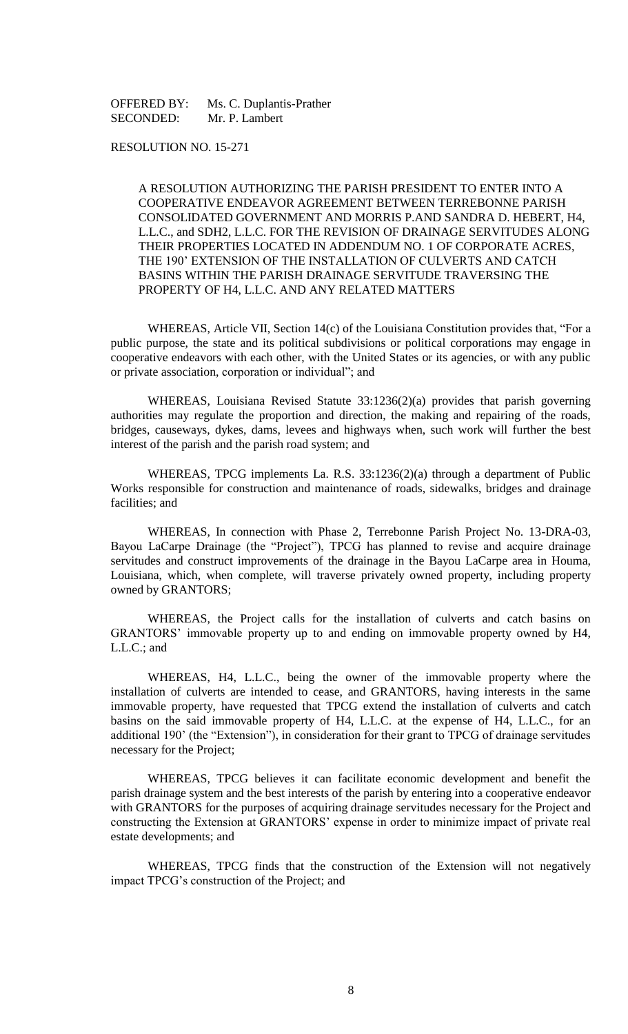OFFERED BY: Ms. C. Duplantis-Prather
SECONDED: Mr. P. Lambert

RESOLUTION NO. 15-271

A RESOLUTION AUTHORIZING THE PARISH PRESIDENT TO ENTER INTO A COOPERATIVE ENDEAVOR AGREEMENT BETWEEN TERREBONNE PARISH CONSOLIDATED GOVERNMENT AND MORRIS P.AND SANDRA D. HEBERT, H4, L.L.C., and SDH2, L.L.C. FOR THE REVISION OF DRAINAGE SERVITUDES ALONG THEIR PROPERTIES LOCATED IN ADDENDUM NO. 1 OF CORPORATE ACRES, THE 190' EXTENSION OF THE INSTALLATION OF CULVERTS AND CATCH BASINS WITHIN THE PARISH DRAINAGE SERVITUDE TRAVERSING THE PROPERTY OF H4, L.L.C. AND ANY RELATED MATTERS

WHEREAS, Article VII, Section 14(c) of the Louisiana Constitution provides that, "For a public purpose, the state and its political subdivisions or political corporations may engage in cooperative endeavors with each other, with the United States or its agencies, or with any public or private association, corporation or individual"; and

WHEREAS, Louisiana Revised Statute 33:1236(2)(a) provides that parish governing authorities may regulate the proportion and direction, the making and repairing of the roads, bridges, causeways, dykes, dams, levees and highways when, such work will further the best interest of the parish and the parish road system; and

WHEREAS, TPCG implements La. R.S. 33:1236(2)(a) through a department of Public Works responsible for construction and maintenance of roads, sidewalks, bridges and drainage facilities; and

WHEREAS, In connection with Phase 2, Terrebonne Parish Project No. 13-DRA-03, Bayou LaCarpe Drainage (the "Project"), TPCG has planned to revise and acquire drainage servitudes and construct improvements of the drainage in the Bayou LaCarpe area in Houma, Louisiana, which, when complete, will traverse privately owned property, including property owned by GRANTORS;

WHEREAS, the Project calls for the installation of culverts and catch basins on GRANTORS' immovable property up to and ending on immovable property owned by H4, L.L.C.; and

WHEREAS, H4, L.L.C., being the owner of the immovable property where the installation of culverts are intended to cease, and GRANTORS, having interests in the same immovable property, have requested that TPCG extend the installation of culverts and catch basins on the said immovable property of H4, L.L.C. at the expense of H4, L.L.C., for an additional 190' (the "Extension"), in consideration for their grant to TPCG of drainage servitudes necessary for the Project;

WHEREAS, TPCG believes it can facilitate economic development and benefit the parish drainage system and the best interests of the parish by entering into a cooperative endeavor with GRANTORS for the purposes of acquiring drainage servitudes necessary for the Project and constructing the Extension at GRANTORS' expense in order to minimize impact of private real estate developments; and

WHEREAS, TPCG finds that the construction of the Extension will not negatively impact TPCG's construction of the Project; and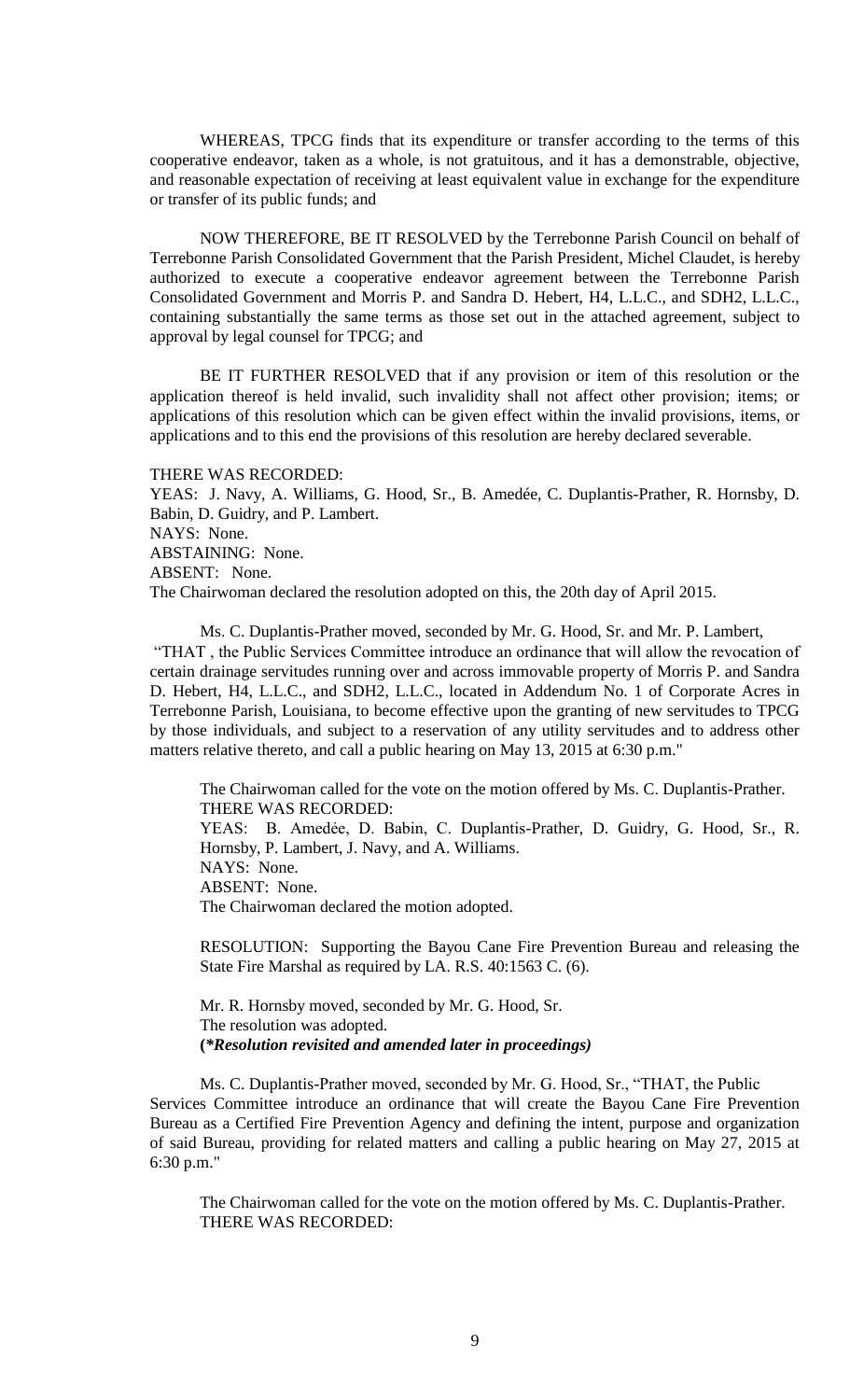WHEREAS, TPCG finds that its expenditure or transfer according to the terms of this cooperative endeavor, taken as a whole, is not gratuitous, and it has a demonstrable, objective, and reasonable expectation of receiving at least equivalent value in exchange for the expenditure or transfer of its public funds; and

NOW THEREFORE, BE IT RESOLVED by the Terrebonne Parish Council on behalf of Terrebonne Parish Consolidated Government that the Parish President, Michel Claudet, is hereby authorized to execute a cooperative endeavor agreement between the Terrebonne Parish Consolidated Government and Morris P. and Sandra D. Hebert, H4, L.L.C., and SDH2, L.L.C., containing substantially the same terms as those set out in the attached agreement, subject to approval by legal counsel for TPCG; and

BE IT FURTHER RESOLVED that if any provision or item of this resolution or the application thereof is held invalid, such invalidity shall not affect other provision; items; or applications of this resolution which can be given effect within the invalid provisions, items, or applications and to this end the provisions of this resolution are hereby declared severable.

THERE WAS RECORDED:
YEAS: J. Navy, A. Williams, G. Hood, Sr., B. Amedée, C. Duplantis-Prather, R. Hornsby, D. Babin, D. Guidry, and P. Lambert.
NAYS: None.
ABSTAINING: None.
ABSENT: None.
The Chairwoman declared the resolution adopted on this, the 20th day of April 2015.

Ms. C. Duplantis-Prather moved, seconded by Mr. G. Hood, Sr. and Mr. P. Lambert, "THAT , the Public Services Committee introduce an ordinance that will allow the revocation of certain drainage servitudes running over and across immovable property of Morris P. and Sandra D. Hebert, H4, L.L.C., and SDH2, L.L.C., located in Addendum No. 1 of Corporate Acres in Terrebonne Parish, Louisiana, to become effective upon the granting of new servitudes to TPCG by those individuals, and subject to a reservation of any utility servitudes and to address other matters relative thereto, and call a public hearing on May 13, 2015 at 6:30 p.m."

The Chairwoman called for the vote on the motion offered by Ms. C. Duplantis-Prather.
THERE WAS RECORDED:
YEAS: B. Amedée, D. Babin, C. Duplantis-Prather, D. Guidry, G. Hood, Sr., R. Hornsby, P. Lambert, J. Navy, and A. Williams.
NAYS: None.
ABSENT: None.
The Chairwoman declared the motion adopted.

RESOLUTION: Supporting the Bayou Cane Fire Prevention Bureau and releasing the State Fire Marshal as required by LA. R.S. 40:1563 C. (6).

Mr. R. Hornsby moved, seconded by Mr. G. Hood, Sr.
The resolution was adopted.
**(*Resolution revisited and amended later in proceedings)**

Ms. C. Duplantis-Prather moved, seconded by Mr. G. Hood, Sr., "THAT, the Public Services Committee introduce an ordinance that will create the Bayou Cane Fire Prevention Bureau as a Certified Fire Prevention Agency and defining the intent, purpose and organization of said Bureau, providing for related matters and calling a public hearing on May 27, 2015 at 6:30 p.m."

The Chairwoman called for the vote on the motion offered by Ms. C. Duplantis-Prather.
THERE WAS RECORDED: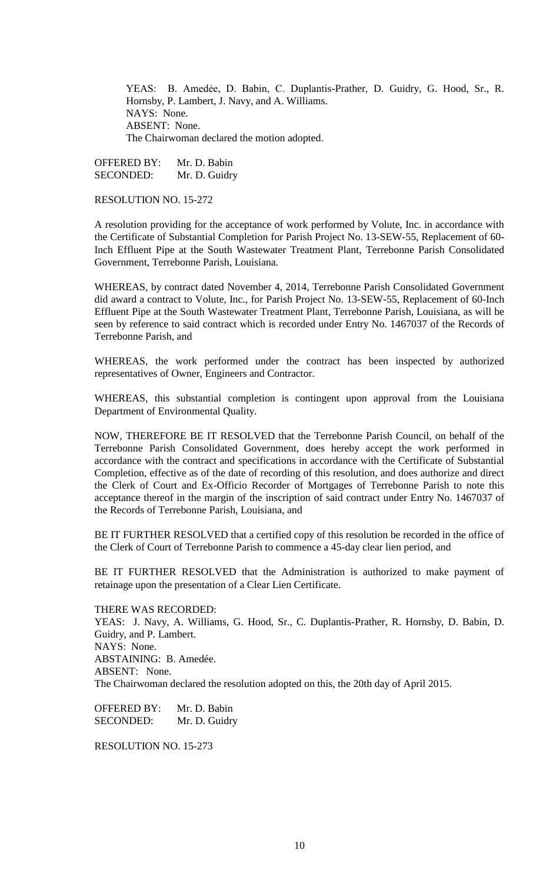YEAS: B. Amedée, D. Babin, C. Duplantis-Prather, D. Guidry, G. Hood, Sr., R. Hornsby, P. Lambert, J. Navy, and A. Williams.
NAYS: None.
ABSENT: None.
The Chairwoman declared the motion adopted.

OFFERED BY: Mr. D. Babin
SECONDED: Mr. D. Guidry

RESOLUTION NO. 15-272

A resolution providing for the acceptance of work performed by Volute, Inc. in accordance with the Certificate of Substantial Completion for Parish Project No. 13-SEW-55, Replacement of 60-Inch Effluent Pipe at the South Wastewater Treatment Plant, Terrebonne Parish Consolidated Government, Terrebonne Parish, Louisiana.

WHEREAS, by contract dated November 4, 2014, Terrebonne Parish Consolidated Government did award a contract to Volute, Inc., for Parish Project No. 13-SEW-55, Replacement of 60-Inch Effluent Pipe at the South Wastewater Treatment Plant, Terrebonne Parish, Louisiana, as will be seen by reference to said contract which is recorded under Entry No. 1467037 of the Records of Terrebonne Parish, and

WHEREAS, the work performed under the contract has been inspected by authorized representatives of Owner, Engineers and Contractor.

WHEREAS, this substantial completion is contingent upon approval from the Louisiana Department of Environmental Quality.

NOW, THEREFORE BE IT RESOLVED that the Terrebonne Parish Council, on behalf of the Terrebonne Parish Consolidated Government, does hereby accept the work performed in accordance with the contract and specifications in accordance with the Certificate of Substantial Completion, effective as of the date of recording of this resolution, and does authorize and direct the Clerk of Court and Ex-Officio Recorder of Mortgages of Terrebonne Parish to note this acceptance thereof in the margin of the inscription of said contract under Entry No. 1467037 of the Records of Terrebonne Parish, Louisiana, and

BE IT FURTHER RESOLVED that a certified copy of this resolution be recorded in the office of the Clerk of Court of Terrebonne Parish to commence a 45-day clear lien period, and

BE IT FURTHER RESOLVED that the Administration is authorized to make payment of retainage upon the presentation of a Clear Lien Certificate.

THERE WAS RECORDED:
YEAS: J. Navy, A. Williams, G. Hood, Sr., C. Duplantis-Prather, R. Hornsby, D. Babin, D. Guidry, and P. Lambert.
NAYS: None.
ABSTAINING: B. Amedée.
ABSENT: None.
The Chairwoman declared the resolution adopted on this, the 20th day of April 2015.

OFFERED BY: Mr. D. Babin
SECONDED: Mr. D. Guidry

RESOLUTION NO. 15-273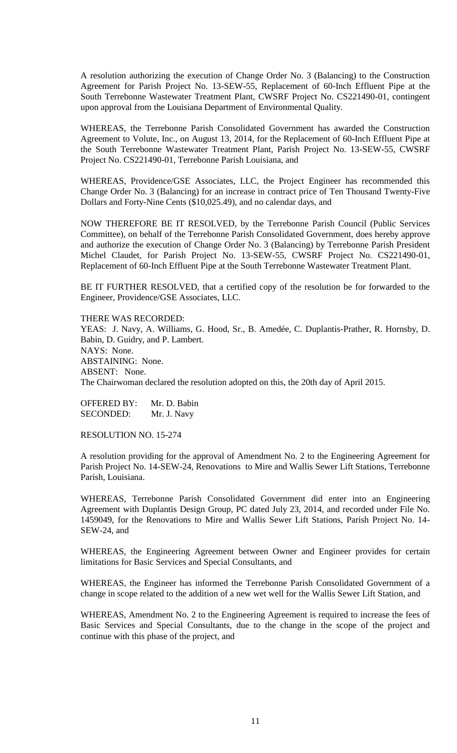A resolution authorizing the execution of Change Order No. 3 (Balancing) to the Construction Agreement for Parish Project No. 13-SEW-55, Replacement of 60-Inch Effluent Pipe at the South Terrebonne Wastewater Treatment Plant, CWSRF Project No. CS221490-01, contingent upon approval from the Louisiana Department of Environmental Quality.

WHEREAS, the Terrebonne Parish Consolidated Government has awarded the Construction Agreement to Volute, Inc., on August 13, 2014, for the Replacement of 60-Inch Effluent Pipe at the South Terrebonne Wastewater Treatment Plant, Parish Project No. 13-SEW-55, CWSRF Project No. CS221490-01, Terrebonne Parish Louisiana, and

WHEREAS, Providence/GSE Associates, LLC, the Project Engineer has recommended this Change Order No. 3 (Balancing) for an increase in contract price of Ten Thousand Twenty-Five Dollars and Forty-Nine Cents ($10,025.49), and no calendar days, and

NOW THEREFORE BE IT RESOLVED, by the Terrebonne Parish Council (Public Services Committee), on behalf of the Terrebonne Parish Consolidated Government, does hereby approve and authorize the execution of Change Order No. 3 (Balancing) by Terrebonne Parish President Michel Claudet, for Parish Project No. 13-SEW-55, CWSRF Project No. CS221490-01, Replacement of 60-Inch Effluent Pipe at the South Terrebonne Wastewater Treatment Plant.

BE IT FURTHER RESOLVED, that a certified copy of the resolution be for forwarded to the Engineer, Providence/GSE Associates, LLC.

THERE WAS RECORDED:
YEAS: J. Navy, A. Williams, G. Hood, Sr., B. Amedée, C. Duplantis-Prather, R. Hornsby, D. Babin, D. Guidry, and P. Lambert.
NAYS: None.
ABSTAINING: None.
ABSENT: None.
The Chairwoman declared the resolution adopted on this, the 20th day of April 2015.

OFFERED BY: Mr. D. Babin
SECONDED: Mr. J. Navy

RESOLUTION NO. 15-274

A resolution providing for the approval of Amendment No. 2 to the Engineering Agreement for Parish Project No. 14-SEW-24, Renovations to Mire and Wallis Sewer Lift Stations, Terrebonne Parish, Louisiana.

WHEREAS, Terrebonne Parish Consolidated Government did enter into an Engineering Agreement with Duplantis Design Group, PC dated July 23, 2014, and recorded under File No. 1459049, for the Renovations to Mire and Wallis Sewer Lift Stations, Parish Project No. 14-SEW-24, and

WHEREAS, the Engineering Agreement between Owner and Engineer provides for certain limitations for Basic Services and Special Consultants, and

WHEREAS, the Engineer has informed the Terrebonne Parish Consolidated Government of a change in scope related to the addition of a new wet well for the Wallis Sewer Lift Station, and

WHEREAS, Amendment No. 2 to the Engineering Agreement is required to increase the fees of Basic Services and Special Consultants, due to the change in the scope of the project and continue with this phase of the project, and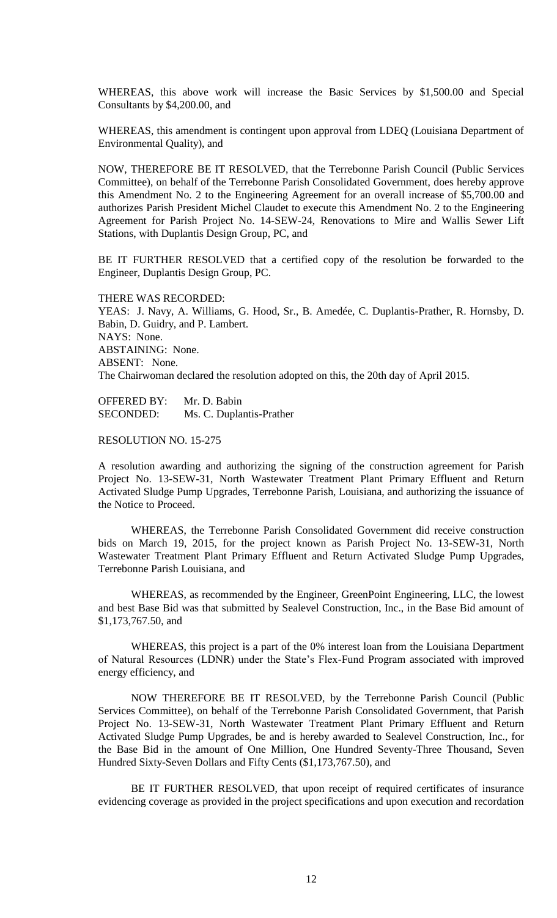WHEREAS, this above work will increase the Basic Services by $1,500.00 and Special Consultants by $4,200.00, and

WHEREAS, this amendment is contingent upon approval from LDEQ (Louisiana Department of Environmental Quality), and

NOW, THEREFORE BE IT RESOLVED, that the Terrebonne Parish Council (Public Services Committee), on behalf of the Terrebonne Parish Consolidated Government, does hereby approve this Amendment No. 2 to the Engineering Agreement for an overall increase of $5,700.00 and authorizes Parish President Michel Claudet to execute this Amendment No. 2 to the Engineering Agreement for Parish Project No. 14-SEW-24, Renovations to Mire and Wallis Sewer Lift Stations, with Duplantis Design Group, PC, and

BE IT FURTHER RESOLVED that a certified copy of the resolution be forwarded to the Engineer, Duplantis Design Group, PC.

THERE WAS RECORDED:
YEAS: J. Navy, A. Williams, G. Hood, Sr., B. Amedée, C. Duplantis-Prather, R. Hornsby, D. Babin, D. Guidry, and P. Lambert.
NAYS: None.
ABSTAINING: None.
ABSENT: None.
The Chairwoman declared the resolution adopted on this, the 20th day of April 2015.

OFFERED BY: Mr. D. Babin
SECONDED: Ms. C. Duplantis-Prather

RESOLUTION NO. 15-275

A resolution awarding and authorizing the signing of the construction agreement for Parish Project No. 13-SEW-31, North Wastewater Treatment Plant Primary Effluent and Return Activated Sludge Pump Upgrades, Terrebonne Parish, Louisiana, and authorizing the issuance of the Notice to Proceed.

WHEREAS, the Terrebonne Parish Consolidated Government did receive construction bids on March 19, 2015, for the project known as Parish Project No. 13-SEW-31, North Wastewater Treatment Plant Primary Effluent and Return Activated Sludge Pump Upgrades, Terrebonne Parish Louisiana, and

WHEREAS, as recommended by the Engineer, GreenPoint Engineering, LLC, the lowest and best Base Bid was that submitted by Sealevel Construction, Inc., in the Base Bid amount of $1,173,767.50, and

WHEREAS, this project is a part of the 0% interest loan from the Louisiana Department of Natural Resources (LDNR) under the State's Flex-Fund Program associated with improved energy efficiency, and

NOW THEREFORE BE IT RESOLVED, by the Terrebonne Parish Council (Public Services Committee), on behalf of the Terrebonne Parish Consolidated Government, that Parish Project No. 13-SEW-31, North Wastewater Treatment Plant Primary Effluent and Return Activated Sludge Pump Upgrades, be and is hereby awarded to Sealevel Construction, Inc., for the Base Bid in the amount of One Million, One Hundred Seventy-Three Thousand, Seven Hundred Sixty-Seven Dollars and Fifty Cents ($1,173,767.50), and

BE IT FURTHER RESOLVED, that upon receipt of required certificates of insurance evidencing coverage as provided in the project specifications and upon execution and recordation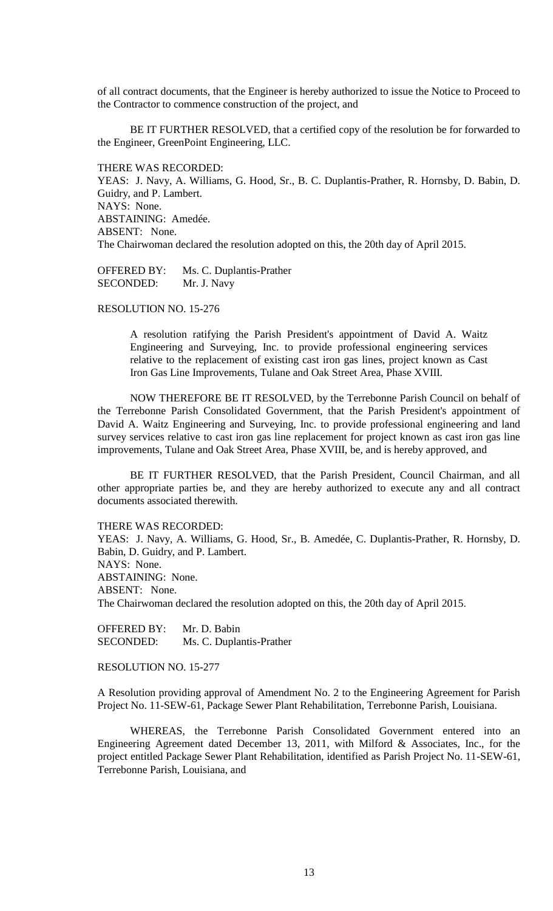of all contract documents, that the Engineer is hereby authorized to issue the Notice to Proceed to the Contractor to commence construction of the project, and

BE IT FURTHER RESOLVED, that a certified copy of the resolution be for forwarded to the Engineer, GreenPoint Engineering, LLC.

THERE WAS RECORDED:
YEAS: J. Navy, A. Williams, G. Hood, Sr., B. C. Duplantis-Prather, R. Hornsby, D. Babin, D. Guidry, and P. Lambert.
NAYS: None.
ABSTAINING: Amedée.
ABSENT: None.
The Chairwoman declared the resolution adopted on this, the 20th day of April 2015.

OFFERED BY: Ms. C. Duplantis-Prather
SECONDED: Mr. J. Navy

RESOLUTION NO. 15-276

A resolution ratifying the Parish President's appointment of David A. Waitz Engineering and Surveying, Inc. to provide professional engineering services relative to the replacement of existing cast iron gas lines, project known as Cast Iron Gas Line Improvements, Tulane and Oak Street Area, Phase XVIII.

NOW THEREFORE BE IT RESOLVED, by the Terrebonne Parish Council on behalf of the Terrebonne Parish Consolidated Government, that the Parish President's appointment of David A. Waitz Engineering and Surveying, Inc. to provide professional engineering and land survey services relative to cast iron gas line replacement for project known as cast iron gas line improvements, Tulane and Oak Street Area, Phase XVIII, be, and is hereby approved, and

BE IT FURTHER RESOLVED, that the Parish President, Council Chairman, and all other appropriate parties be, and they are hereby authorized to execute any and all contract documents associated therewith.

THERE WAS RECORDED:
YEAS: J. Navy, A. Williams, G. Hood, Sr., B. Amedée, C. Duplantis-Prather, R. Hornsby, D. Babin, D. Guidry, and P. Lambert.
NAYS: None.
ABSTAINING: None.
ABSENT: None.
The Chairwoman declared the resolution adopted on this, the 20th day of April 2015.

OFFERED BY: Mr. D. Babin
SECONDED: Ms. C. Duplantis-Prather

RESOLUTION NO. 15-277

A Resolution providing approval of Amendment No. 2 to the Engineering Agreement for Parish Project No. 11-SEW-61, Package Sewer Plant Rehabilitation, Terrebonne Parish, Louisiana.

WHEREAS, the Terrebonne Parish Consolidated Government entered into an Engineering Agreement dated December 13, 2011, with Milford & Associates, Inc., for the project entitled Package Sewer Plant Rehabilitation, identified as Parish Project No. 11-SEW-61, Terrebonne Parish, Louisiana, and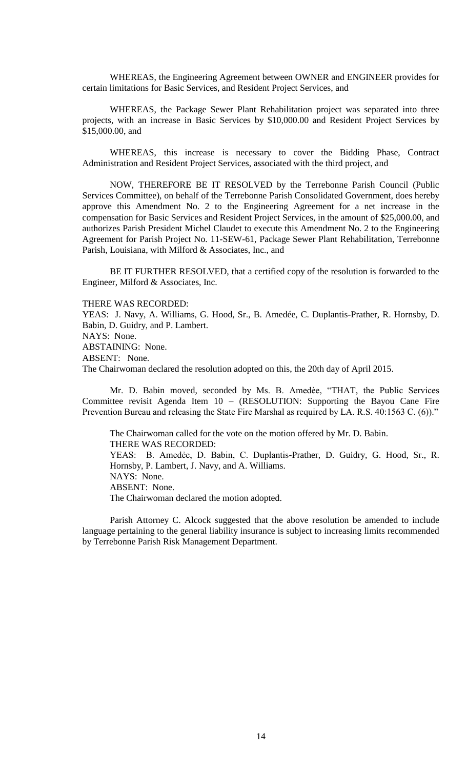WHEREAS, the Engineering Agreement between OWNER and ENGINEER provides for certain limitations for Basic Services, and Resident Project Services, and

WHEREAS, the Package Sewer Plant Rehabilitation project was separated into three projects, with an increase in Basic Services by $10,000.00 and Resident Project Services by $15,000.00, and

WHEREAS, this increase is necessary to cover the Bidding Phase, Contract Administration and Resident Project Services, associated with the third project, and

NOW, THEREFORE BE IT RESOLVED by the Terrebonne Parish Council (Public Services Committee), on behalf of the Terrebonne Parish Consolidated Government, does hereby approve this Amendment No. 2 to the Engineering Agreement for a net increase in the compensation for Basic Services and Resident Project Services, in the amount of $25,000.00, and authorizes Parish President Michel Claudet to execute this Amendment No. 2 to the Engineering Agreement for Parish Project No. 11-SEW-61, Package Sewer Plant Rehabilitation, Terrebonne Parish, Louisiana, with Milford & Associates, Inc., and

BE IT FURTHER RESOLVED, that a certified copy of the resolution is forwarded to the Engineer, Milford & Associates, Inc.

THERE WAS RECORDED:
YEAS: J. Navy, A. Williams, G. Hood, Sr., B. Amedée, C. Duplantis-Prather, R. Hornsby, D. Babin, D. Guidry, and P. Lambert.
NAYS: None.
ABSTAINING: None.
ABSENT: None.
The Chairwoman declared the resolution adopted on this, the 20th day of April 2015.

Mr. D. Babin moved, seconded by Ms. B. Amedèe, "THAT, the Public Services Committee revisit Agenda Item 10 – (RESOLUTION: Supporting the Bayou Cane Fire Prevention Bureau and releasing the State Fire Marshal as required by LA. R.S. 40:1563 C. (6))."

The Chairwoman called for the vote on the motion offered by Mr. D. Babin.
THERE WAS RECORDED:
YEAS: B. Amedèe, D. Babin, C. Duplantis-Prather, D. Guidry, G. Hood, Sr., R. Hornsby, P. Lambert, J. Navy, and A. Williams.
NAYS: None.
ABSENT: None.
The Chairwoman declared the motion adopted.

Parish Attorney C. Alcock suggested that the above resolution be amended to include language pertaining to the general liability insurance is subject to increasing limits recommended by Terrebonne Parish Risk Management Department.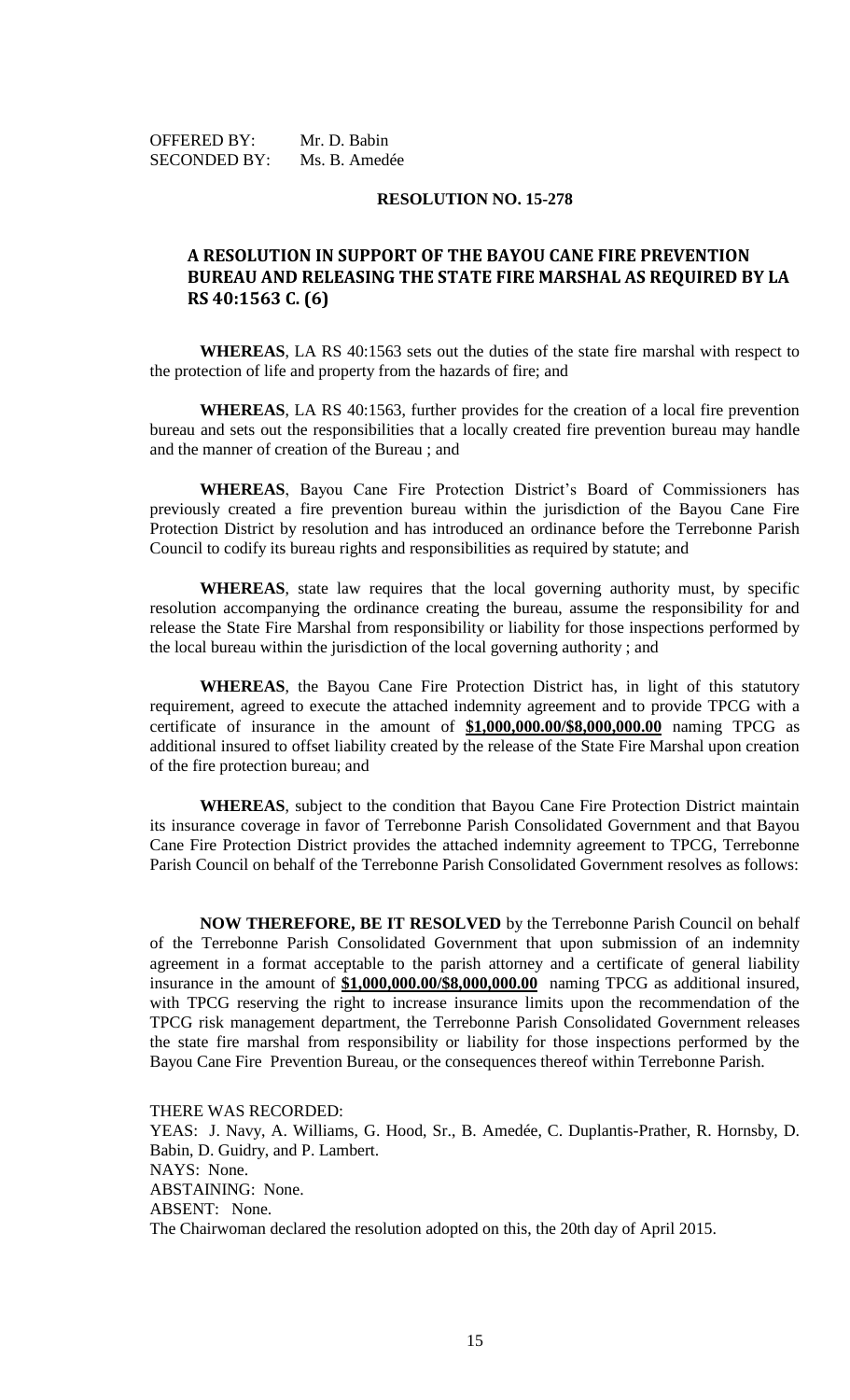OFFERED BY: Mr. D. Babin
SECONDED BY: Ms. B. Amedée

**RESOLUTION NO. 15-278**

## A RESOLUTION IN SUPPORT OF THE BAYOU CANE FIRE PREVENTION BUREAU AND RELEASING THE STATE FIRE MARSHAL AS REQUIRED BY LA RS 40:1563 C. (6)

**WHEREAS**, LA RS 40:1563 sets out the duties of the state fire marshal with respect to the protection of life and property from the hazards of fire; and

**WHEREAS**, LA RS 40:1563, further provides for the creation of a local fire prevention bureau and sets out the responsibilities that a locally created fire prevention bureau may handle and the manner of creation of the Bureau ; and

**WHEREAS**, Bayou Cane Fire Protection District's Board of Commissioners has previously created a fire prevention bureau within the jurisdiction of the Bayou Cane Fire Protection District by resolution and has introduced an ordinance before the Terrebonne Parish Council to codify its bureau rights and responsibilities as required by statute; and

**WHEREAS**, state law requires that the local governing authority must, by specific resolution accompanying the ordinance creating the bureau, assume the responsibility for and release the State Fire Marshal from responsibility or liability for those inspections performed by the local bureau within the jurisdiction of the local governing authority ; and

**WHEREAS**, the Bayou Cane Fire Protection District has, in light of this statutory requirement, agreed to execute the attached indemnity agreement and to provide TPCG with a certificate of insurance in the amount of **$1,000,000.00/$8,000,000.00** naming TPCG as additional insured to offset liability created by the release of the State Fire Marshal upon creation of the fire protection bureau; and

**WHEREAS**, subject to the condition that Bayou Cane Fire Protection District maintain its insurance coverage in favor of Terrebonne Parish Consolidated Government and that Bayou Cane Fire Protection District provides the attached indemnity agreement to TPCG, Terrebonne Parish Council on behalf of the Terrebonne Parish Consolidated Government resolves as follows:

**NOW THEREFORE, BE IT RESOLVED** by the Terrebonne Parish Council on behalf of the Terrebonne Parish Consolidated Government that upon submission of an indemnity agreement in a format acceptable to the parish attorney and a certificate of general liability insurance in the amount of **$1,000,000.00/$8,000,000.00** naming TPCG as additional insured, with TPCG reserving the right to increase insurance limits upon the recommendation of the TPCG risk management department, the Terrebonne Parish Consolidated Government releases the state fire marshal from responsibility or liability for those inspections performed by the Bayou Cane Fire Prevention Bureau, or the consequences thereof within Terrebonne Parish.

THERE WAS RECORDED:
YEAS: J. Navy, A. Williams, G. Hood, Sr., B. Amedée, C. Duplantis-Prather, R. Hornsby, D. Babin, D. Guidry, and P. Lambert.
NAYS: None.
ABSTAINING: None.
ABSENT: None.
The Chairwoman declared the resolution adopted on this, the 20th day of April 2015.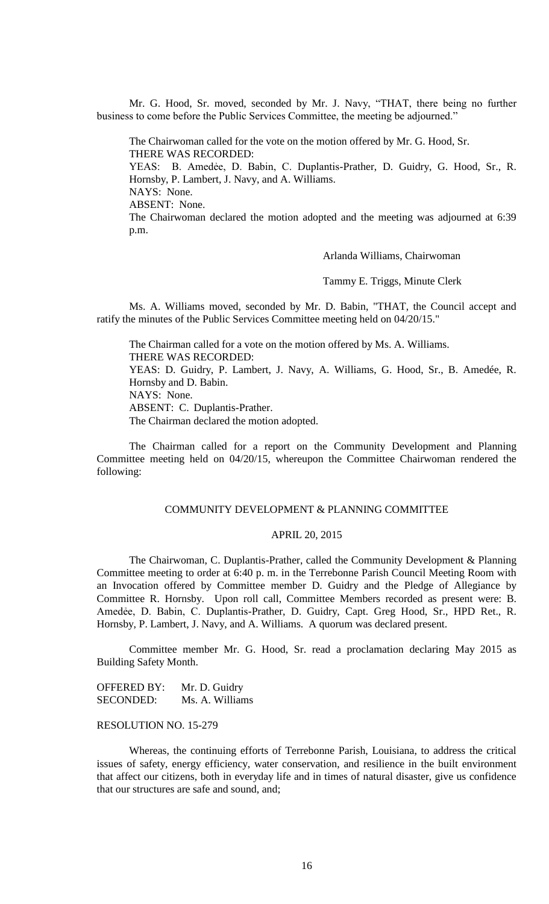Mr. G. Hood, Sr. moved, seconded by Mr. J. Navy, "THAT, there being no further business to come before the Public Services Committee, the meeting be adjourned."

The Chairwoman called for the vote on the motion offered by Mr. G. Hood, Sr.
THERE WAS RECORDED:
YEAS: B. Amedèe, D. Babin, C. Duplantis-Prather, D. Guidry, G. Hood, Sr., R. Hornsby, P. Lambert, J. Navy, and A. Williams.
NAYS: None.
ABSENT: None.
The Chairwoman declared the motion adopted and the meeting was adjourned at 6:39 p.m.

Arlanda Williams, Chairwoman

Tammy E. Triggs, Minute Clerk

Ms. A. Williams moved, seconded by Mr. D. Babin, "THAT, the Council accept and ratify the minutes of the Public Services Committee meeting held on 04/20/15."

The Chairman called for a vote on the motion offered by Ms. A. Williams.
THERE WAS RECORDED:
YEAS: D. Guidry, P. Lambert, J. Navy, A. Williams, G. Hood, Sr., B. Amedée, R. Hornsby and D. Babin.
NAYS: None.
ABSENT: C. Duplantis-Prather.
The Chairman declared the motion adopted.

The Chairman called for a report on the Community Development and Planning Committee meeting held on 04/20/15, whereupon the Committee Chairwoman rendered the following:

COMMUNITY DEVELOPMENT & PLANNING COMMITTEE

APRIL 20, 2015

The Chairwoman, C. Duplantis-Prather, called the Community Development & Planning Committee meeting to order at 6:40 p. m. in the Terrebonne Parish Council Meeting Room with an Invocation offered by Committee member D. Guidry and the Pledge of Allegiance by Committee R. Hornsby. Upon roll call, Committee Members recorded as present were: B. Amedèe, D. Babin, C. Duplantis-Prather, D. Guidry, Capt. Greg Hood, Sr., HPD Ret., R. Hornsby, P. Lambert, J. Navy, and A. Williams. A quorum was declared present.

Committee member Mr. G. Hood, Sr. read a proclamation declaring May 2015 as Building Safety Month.

OFFERED BY: Mr. D. Guidry
SECONDED: Ms. A. Williams

RESOLUTION NO. 15-279

Whereas, the continuing efforts of Terrebonne Parish, Louisiana, to address the critical issues of safety, energy efficiency, water conservation, and resilience in the built environment that affect our citizens, both in everyday life and in times of natural disaster, give us confidence that our structures are safe and sound, and;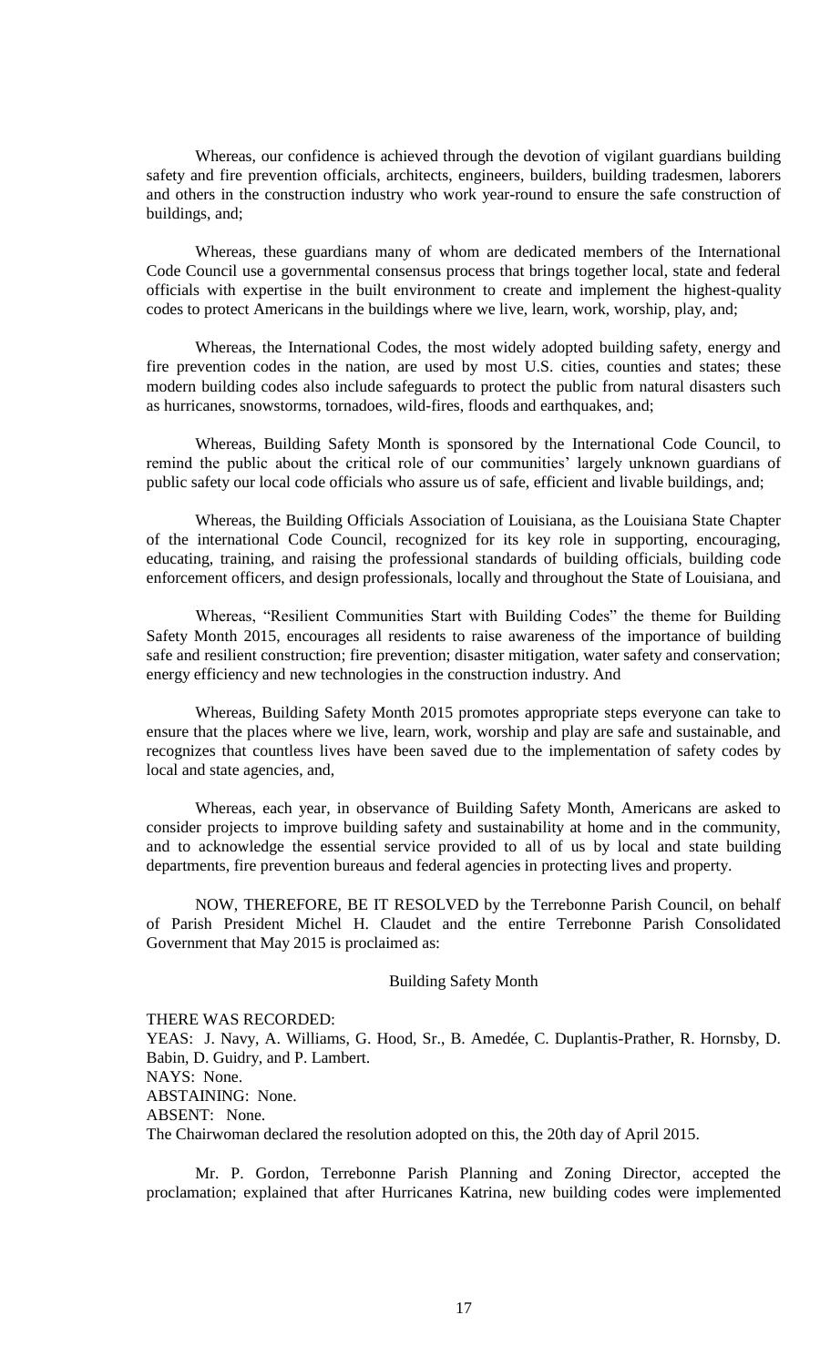Whereas, our confidence is achieved through the devotion of vigilant guardians building safety and fire prevention officials, architects, engineers, builders, building tradesmen, laborers and others in the construction industry who work year-round to ensure the safe construction of buildings, and;

Whereas, these guardians many of whom are dedicated members of the International Code Council use a governmental consensus process that brings together local, state and federal officials with expertise in the built environment to create and implement the highest-quality codes to protect Americans in the buildings where we live, learn, work, worship, play, and;

Whereas, the International Codes, the most widely adopted building safety, energy and fire prevention codes in the nation, are used by most U.S. cities, counties and states; these modern building codes also include safeguards to protect the public from natural disasters such as hurricanes, snowstorms, tornadoes, wild-fires, floods and earthquakes, and;

Whereas, Building Safety Month is sponsored by the International Code Council, to remind the public about the critical role of our communities' largely unknown guardians of public safety our local code officials who assure us of safe, efficient and livable buildings, and;

Whereas, the Building Officials Association of Louisiana, as the Louisiana State Chapter of the international Code Council, recognized for its key role in supporting, encouraging, educating, training, and raising the professional standards of building officials, building code enforcement officers, and design professionals, locally and throughout the State of Louisiana, and

Whereas, "Resilient Communities Start with Building Codes" the theme for Building Safety Month 2015, encourages all residents to raise awareness of the importance of building safe and resilient construction; fire prevention; disaster mitigation, water safety and conservation; energy efficiency and new technologies in the construction industry. And

Whereas, Building Safety Month 2015 promotes appropriate steps everyone can take to ensure that the places where we live, learn, work, worship and play are safe and sustainable, and recognizes that countless lives have been saved due to the implementation of safety codes by local and state agencies, and,

Whereas, each year, in observance of Building Safety Month, Americans are asked to consider projects to improve building safety and sustainability at home and in the community, and to acknowledge the essential service provided to all of us by local and state building departments, fire prevention bureaus and federal agencies in protecting lives and property.

NOW, THEREFORE, BE IT RESOLVED by the Terrebonne Parish Council, on behalf of Parish President Michel H. Claudet and the entire Terrebonne Parish Consolidated Government that May 2015 is proclaimed as:

Building Safety Month

THERE WAS RECORDED:
YEAS: J. Navy, A. Williams, G. Hood, Sr., B. Amedée, C. Duplantis-Prather, R. Hornsby, D. Babin, D. Guidry, and P. Lambert.
NAYS: None.
ABSTAINING: None.
ABSENT: None.
The Chairwoman declared the resolution adopted on this, the 20th day of April 2015.

Mr. P. Gordon, Terrebonne Parish Planning and Zoning Director, accepted the proclamation; explained that after Hurricanes Katrina, new building codes were implemented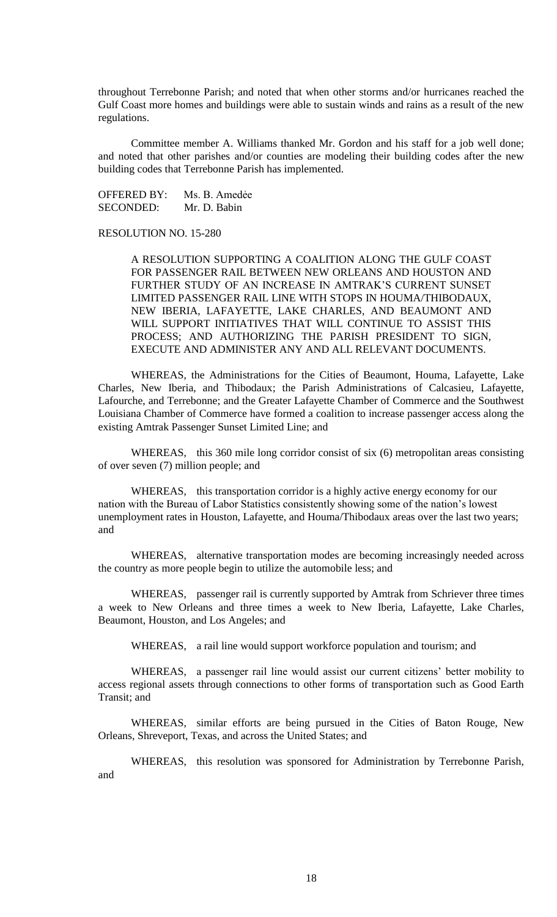throughout Terrebonne Parish; and noted that when other storms and/or hurricanes reached the Gulf Coast more homes and buildings were able to sustain winds and rains as a result of the new regulations.

Committee member A. Williams thanked Mr. Gordon and his staff for a job well done; and noted that other parishes and/or counties are modeling their building codes after the new building codes that Terrebonne Parish has implemented.

OFFERED BY: Ms. B. Amedẻe
SECONDED: Mr. D. Babin

RESOLUTION NO. 15-280

A RESOLUTION SUPPORTING A COALITION ALONG THE GULF COAST FOR PASSENGER RAIL BETWEEN NEW ORLEANS AND HOUSTON AND FURTHER STUDY OF AN INCREASE IN AMTRAK'S CURRENT SUNSET LIMITED PASSENGER RAIL LINE WITH STOPS IN HOUMA/THIBODAUX, NEW IBERIA, LAFAYETTE, LAKE CHARLES, AND BEAUMONT AND WILL SUPPORT INITIATIVES THAT WILL CONTINUE TO ASSIST THIS PROCESS; AND AUTHORIZING THE PARISH PRESIDENT TO SIGN, EXECUTE AND ADMINISTER ANY AND ALL RELEVANT DOCUMENTS.

WHEREAS, the Administrations for the Cities of Beaumont, Houma, Lafayette, Lake Charles, New Iberia, and Thibodaux; the Parish Administrations of Calcasieu, Lafayette, Lafourche, and Terrebonne; and the Greater Lafayette Chamber of Commerce and the Southwest Louisiana Chamber of Commerce have formed a coalition to increase passenger access along the existing Amtrak Passenger Sunset Limited Line; and

WHEREAS, this 360 mile long corridor consist of six (6) metropolitan areas consisting of over seven (7) million people; and

WHEREAS, this transportation corridor is a highly active energy economy for our nation with the Bureau of Labor Statistics consistently showing some of the nation's lowest unemployment rates in Houston, Lafayette, and Houma/Thibodaux areas over the last two years; and

WHEREAS, alternative transportation modes are becoming increasingly needed across the country as more people begin to utilize the automobile less; and

WHEREAS, passenger rail is currently supported by Amtrak from Schriever three times a week to New Orleans and three times a week to New Iberia, Lafayette, Lake Charles, Beaumont, Houston, and Los Angeles; and

WHEREAS, a rail line would support workforce population and tourism; and

WHEREAS, a passenger rail line would assist our current citizens' better mobility to access regional assets through connections to other forms of transportation such as Good Earth Transit; and

WHEREAS, similar efforts are being pursued in the Cities of Baton Rouge, New Orleans, Shreveport, Texas, and across the United States; and

WHEREAS, this resolution was sponsored for Administration by Terrebonne Parish, and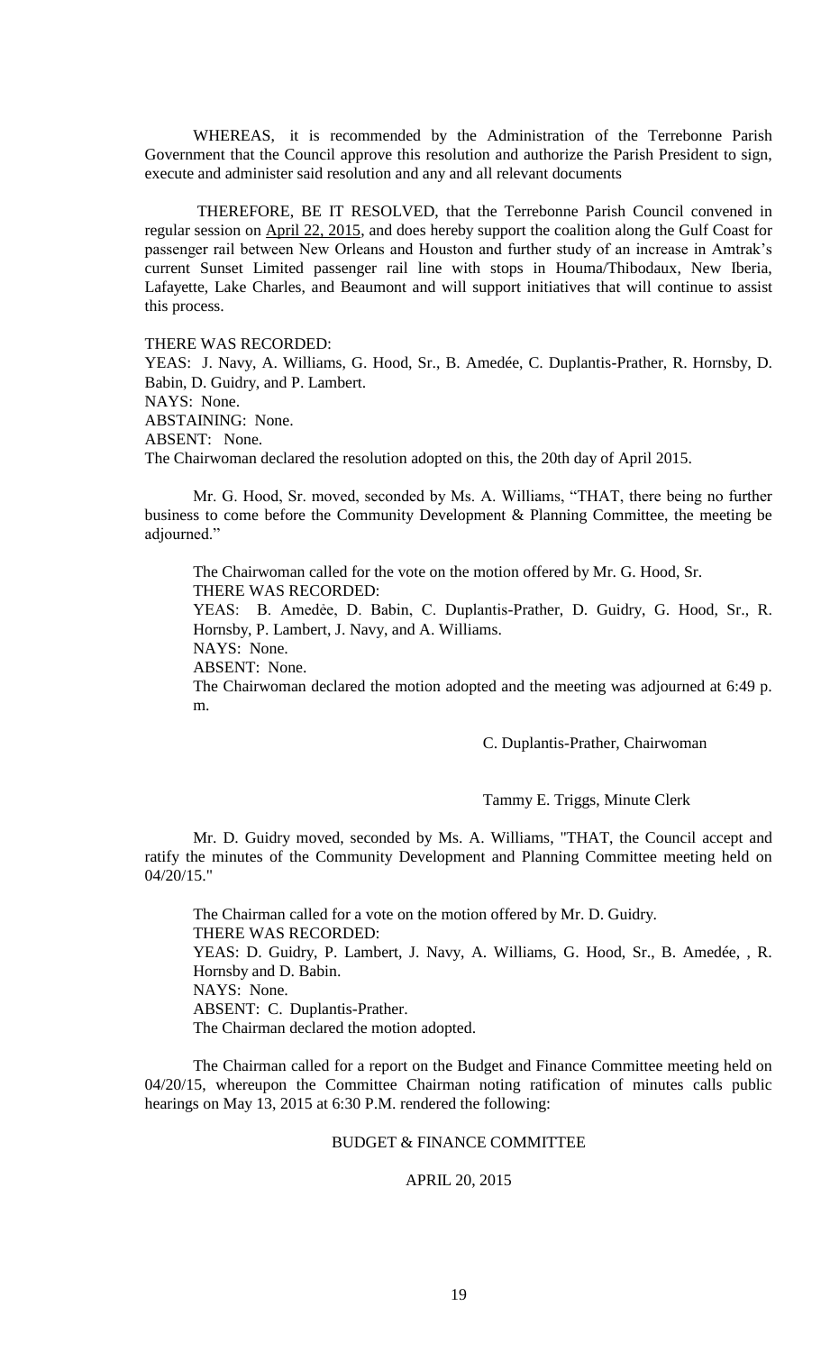WHEREAS, it is recommended by the Administration of the Terrebonne Parish Government that the Council approve this resolution and authorize the Parish President to sign, execute and administer said resolution and any and all relevant documents

THEREFORE, BE IT RESOLVED, that the Terrebonne Parish Council convened in regular session on April 22, 2015, and does hereby support the coalition along the Gulf Coast for passenger rail between New Orleans and Houston and further study of an increase in Amtrak's current Sunset Limited passenger rail line with stops in Houma/Thibodaux, New Iberia, Lafayette, Lake Charles, and Beaumont and will support initiatives that will continue to assist this process.

THERE WAS RECORDED:
YEAS: J. Navy, A. Williams, G. Hood, Sr., B. Amedée, C. Duplantis-Prather, R. Hornsby, D. Babin, D. Guidry, and P. Lambert.
NAYS: None.
ABSTAINING: None.
ABSENT: None.
The Chairwoman declared the resolution adopted on this, the 20th day of April 2015.

Mr. G. Hood, Sr. moved, seconded by Ms. A. Williams, "THAT, there being no further business to come before the Community Development & Planning Committee, the meeting be adjourned."

The Chairwoman called for the vote on the motion offered by Mr. G. Hood, Sr.
THERE WAS RECORDED:
YEAS: B. Amedée, D. Babin, C. Duplantis-Prather, D. Guidry, G. Hood, Sr., R. Hornsby, P. Lambert, J. Navy, and A. Williams.
NAYS: None.
ABSENT: None.
The Chairwoman declared the motion adopted and the meeting was adjourned at 6:49 p. m.

C. Duplantis-Prather, Chairwoman

Tammy E. Triggs, Minute Clerk

Mr. D. Guidry moved, seconded by Ms. A. Williams, "THAT, the Council accept and ratify the minutes of the Community Development and Planning Committee meeting held on 04/20/15."

The Chairman called for a vote on the motion offered by Mr. D. Guidry.
THERE WAS RECORDED:
YEAS: D. Guidry, P. Lambert, J. Navy, A. Williams, G. Hood, Sr., B. Amedée, , R. Hornsby and D. Babin.
NAYS: None.
ABSENT: C. Duplantis-Prather.
The Chairman declared the motion adopted.

The Chairman called for a report on the Budget and Finance Committee meeting held on 04/20/15, whereupon the Committee Chairman noting ratification of minutes calls public hearings on May 13, 2015 at 6:30 P.M. rendered the following:

BUDGET & FINANCE COMMITTEE

APRIL 20, 2015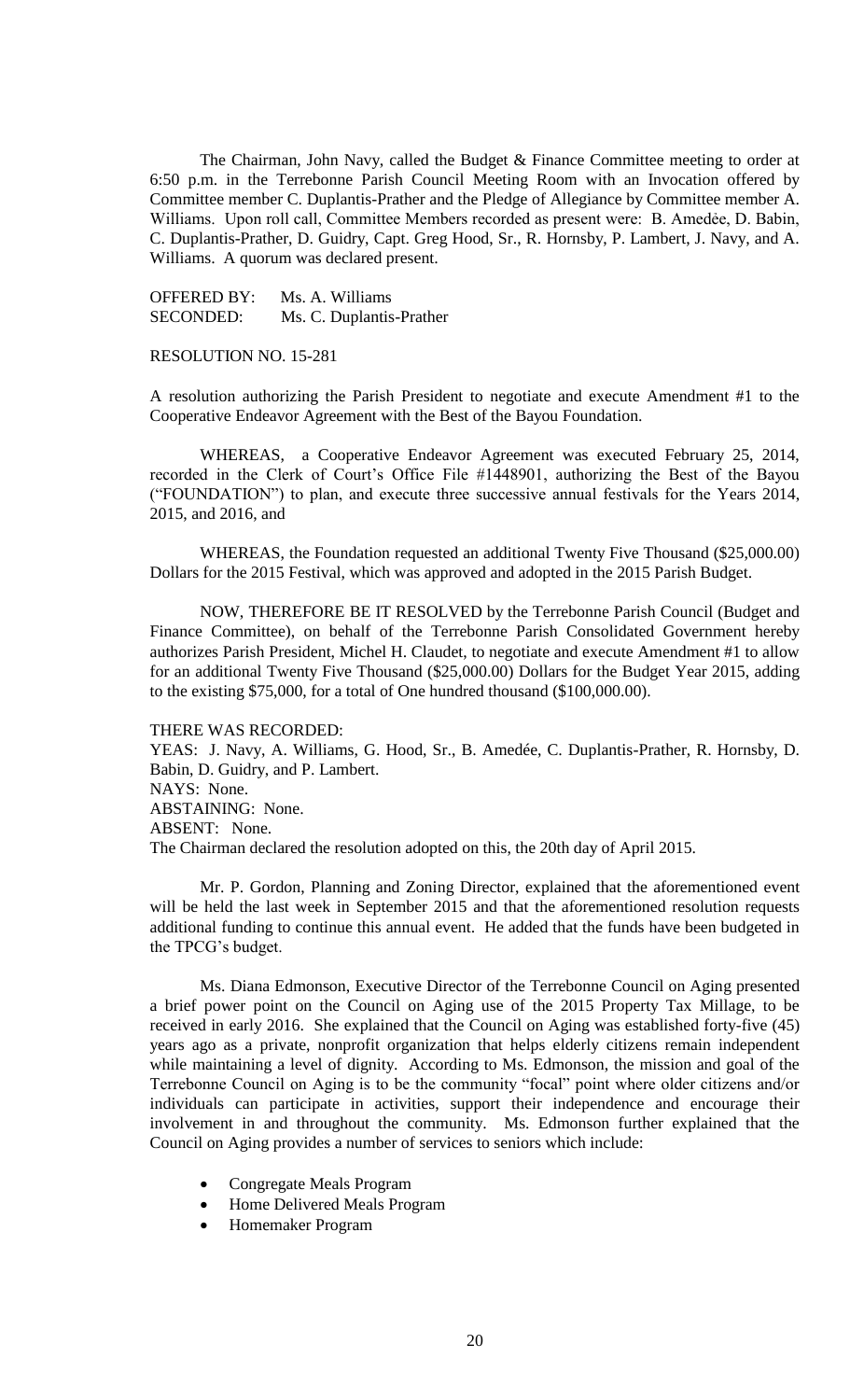The Chairman, John Navy, called the Budget & Finance Committee meeting to order at 6:50 p.m. in the Terrebonne Parish Council Meeting Room with an Invocation offered by Committee member C. Duplantis-Prather and the Pledge of Allegiance by Committee member A. Williams. Upon roll call, Committee Members recorded as present were: B. Amedėe, D. Babin, C. Duplantis-Prather, D. Guidry, Capt. Greg Hood, Sr., R. Hornsby, P. Lambert, J. Navy, and A. Williams. A quorum was declared present.

OFFERED BY: Ms. A. Williams
SECONDED: Ms. C. Duplantis-Prather

RESOLUTION NO. 15-281

A resolution authorizing the Parish President to negotiate and execute Amendment #1 to the Cooperative Endeavor Agreement with the Best of the Bayou Foundation.

WHEREAS, a Cooperative Endeavor Agreement was executed February 25, 2014, recorded in the Clerk of Court's Office File #1448901, authorizing the Best of the Bayou ("FOUNDATION") to plan, and execute three successive annual festivals for the Years 2014, 2015, and 2016, and

WHEREAS, the Foundation requested an additional Twenty Five Thousand ($25,000.00) Dollars for the 2015 Festival, which was approved and adopted in the 2015 Parish Budget.

NOW, THEREFORE BE IT RESOLVED by the Terrebonne Parish Council (Budget and Finance Committee), on behalf of the Terrebonne Parish Consolidated Government hereby authorizes Parish President, Michel H. Claudet, to negotiate and execute Amendment #1 to allow for an additional Twenty Five Thousand ($25,000.00) Dollars for the Budget Year 2015, adding to the existing $75,000, for a total of One hundred thousand ($100,000.00).

THERE WAS RECORDED:
YEAS: J. Navy, A. Williams, G. Hood, Sr., B. Amedée, C. Duplantis-Prather, R. Hornsby, D. Babin, D. Guidry, and P. Lambert.
NAYS: None.
ABSTAINING: None.
ABSENT: None.
The Chairman declared the resolution adopted on this, the 20th day of April 2015.

Mr. P. Gordon, Planning and Zoning Director, explained that the aforementioned event will be held the last week in September 2015 and that the aforementioned resolution requests additional funding to continue this annual event. He added that the funds have been budgeted in the TPCG's budget.

Ms. Diana Edmonson, Executive Director of the Terrebonne Council on Aging presented a brief power point on the Council on Aging use of the 2015 Property Tax Millage, to be received in early 2016. She explained that the Council on Aging was established forty-five (45) years ago as a private, nonprofit organization that helps elderly citizens remain independent while maintaining a level of dignity. According to Ms. Edmonson, the mission and goal of the Terrebonne Council on Aging is to be the community "focal" point where older citizens and/or individuals can participate in activities, support their independence and encourage their involvement in and throughout the community. Ms. Edmonson further explained that the Council on Aging provides a number of services to seniors which include:

- Congregate Meals Program
- Home Delivered Meals Program
- Homemaker Program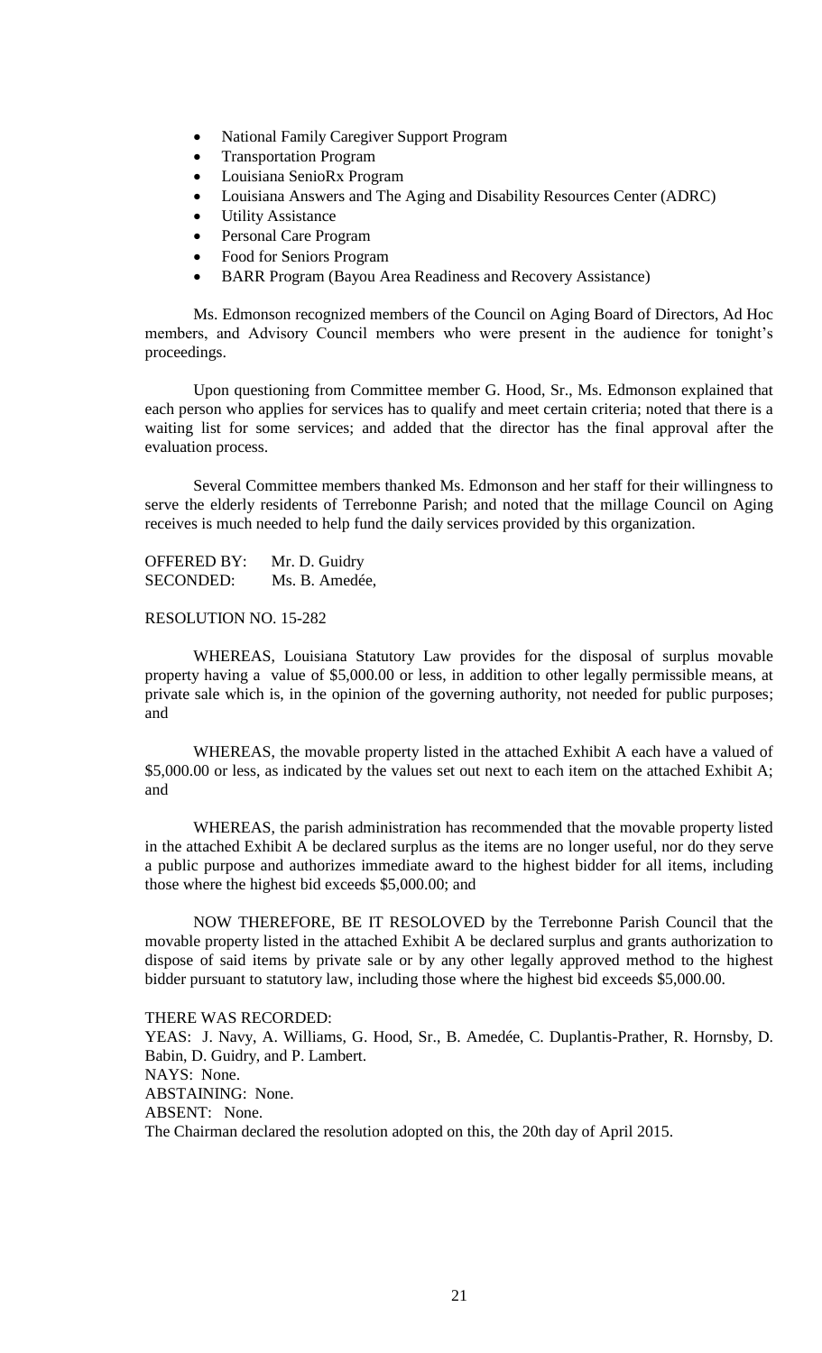- National Family Caregiver Support Program
- Transportation Program
- Louisiana SenioRx Program
- Louisiana Answers and The Aging and Disability Resources Center (ADRC)
- Utility Assistance
- Personal Care Program
- Food for Seniors Program
- BARR Program (Bayou Area Readiness and Recovery Assistance)

Ms. Edmonson recognized members of the Council on Aging Board of Directors, Ad Hoc members, and Advisory Council members who were present in the audience for tonight's proceedings.

Upon questioning from Committee member G. Hood, Sr., Ms. Edmonson explained that each person who applies for services has to qualify and meet certain criteria; noted that there is a waiting list for some services; and added that the director has the final approval after the evaluation process.

Several Committee members thanked Ms. Edmonson and her staff for their willingness to serve the elderly residents of Terrebonne Parish; and noted that the millage Council on Aging receives is much needed to help fund the daily services provided by this organization.

OFFERED BY: Mr. D. Guidry
SECONDED: Ms. B. Amedée,

RESOLUTION NO. 15-282

WHEREAS, Louisiana Statutory Law provides for the disposal of surplus movable property having a value of $5,000.00 or less, in addition to other legally permissible means, at private sale which is, in the opinion of the governing authority, not needed for public purposes; and

WHEREAS, the movable property listed in the attached Exhibit A each have a valued of $5,000.00 or less, as indicated by the values set out next to each item on the attached Exhibit A; and

WHEREAS, the parish administration has recommended that the movable property listed in the attached Exhibit A be declared surplus as the items are no longer useful, nor do they serve a public purpose and authorizes immediate award to the highest bidder for all items, including those where the highest bid exceeds $5,000.00; and

NOW THEREFORE, BE IT RESOLOVED by the Terrebonne Parish Council that the movable property listed in the attached Exhibit A be declared surplus and grants authorization to dispose of said items by private sale or by any other legally approved method to the highest bidder pursuant to statutory law, including those where the highest bid exceeds $5,000.00.

THERE WAS RECORDED:
YEAS: J. Navy, A. Williams, G. Hood, Sr., B. Amedée, C. Duplantis-Prather, R. Hornsby, D. Babin, D. Guidry, and P. Lambert.
NAYS: None.
ABSTAINING: None.
ABSENT: None.
The Chairman declared the resolution adopted on this, the 20th day of April 2015.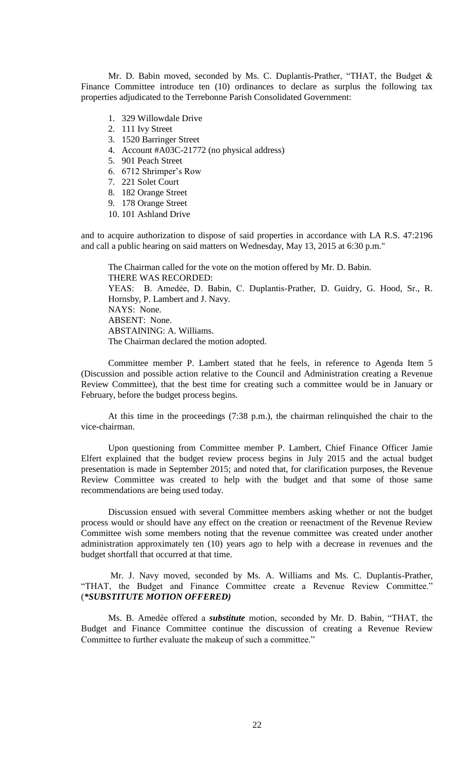Mr. D. Babin moved, seconded by Ms. C. Duplantis-Prather, "THAT, the Budget & Finance Committee introduce ten (10) ordinances to declare as surplus the following tax properties adjudicated to the Terrebonne Parish Consolidated Government:

1. 329 Willowdale Drive
2. 111 Ivy Street
3. 1520 Barringer Street
4. Account #A03C-21772 (no physical address)
5. 901 Peach Street
6. 6712 Shrimper's Row
7. 221 Solet Court
8. 182 Orange Street
9. 178 Orange Street
10. 101 Ashland Drive

and to acquire authorization to dispose of said properties in accordance with LA R.S. 47:2196 and call a public hearing on said matters on Wednesday, May 13, 2015 at 6:30 p.m."

The Chairman called for the vote on the motion offered by Mr. D. Babin.
THERE WAS RECORDED:
YEAS: B. Amedėe, D. Babin, C. Duplantis-Prather, D. Guidry, G. Hood, Sr., R. Hornsby, P. Lambert and J. Navy.
NAYS: None.
ABSENT: None.
ABSTAINING: A. Williams.
The Chairman declared the motion adopted.

Committee member P. Lambert stated that he feels, in reference to Agenda Item 5 (Discussion and possible action relative to the Council and Administration creating a Revenue Review Committee), that the best time for creating such a committee would be in January or February, before the budget process begins.

At this time in the proceedings (7:38 p.m.), the chairman relinquished the chair to the vice-chairman.

Upon questioning from Committee member P. Lambert, Chief Finance Officer Jamie Elfert explained that the budget review process begins in July 2015 and the actual budget presentation is made in September 2015; and noted that, for clarification purposes, the Revenue Review Committee was created to help with the budget and that some of those same recommendations are being used today.

Discussion ensued with several Committee members asking whether or not the budget process would or should have any effect on the creation or reenactment of the Revenue Review Committee wish some members noting that the revenue committee was created under another administration approximately ten (10) years ago to help with a decrease in revenues and the budget shortfall that occurred at that time.

Mr. J. Navy moved, seconded by Ms. A. Williams and Ms. C. Duplantis-Prather, "THAT, the Budget and Finance Committee create a Revenue Review Committee." (***\*SUBSTITUTE MOTION OFFERED)***

Ms. B. Amedèe offered a ***substitute*** motion, seconded by Mr. D. Babin, "THAT, the Budget and Finance Committee continue the discussion of creating a Revenue Review Committee to further evaluate the makeup of such a committee."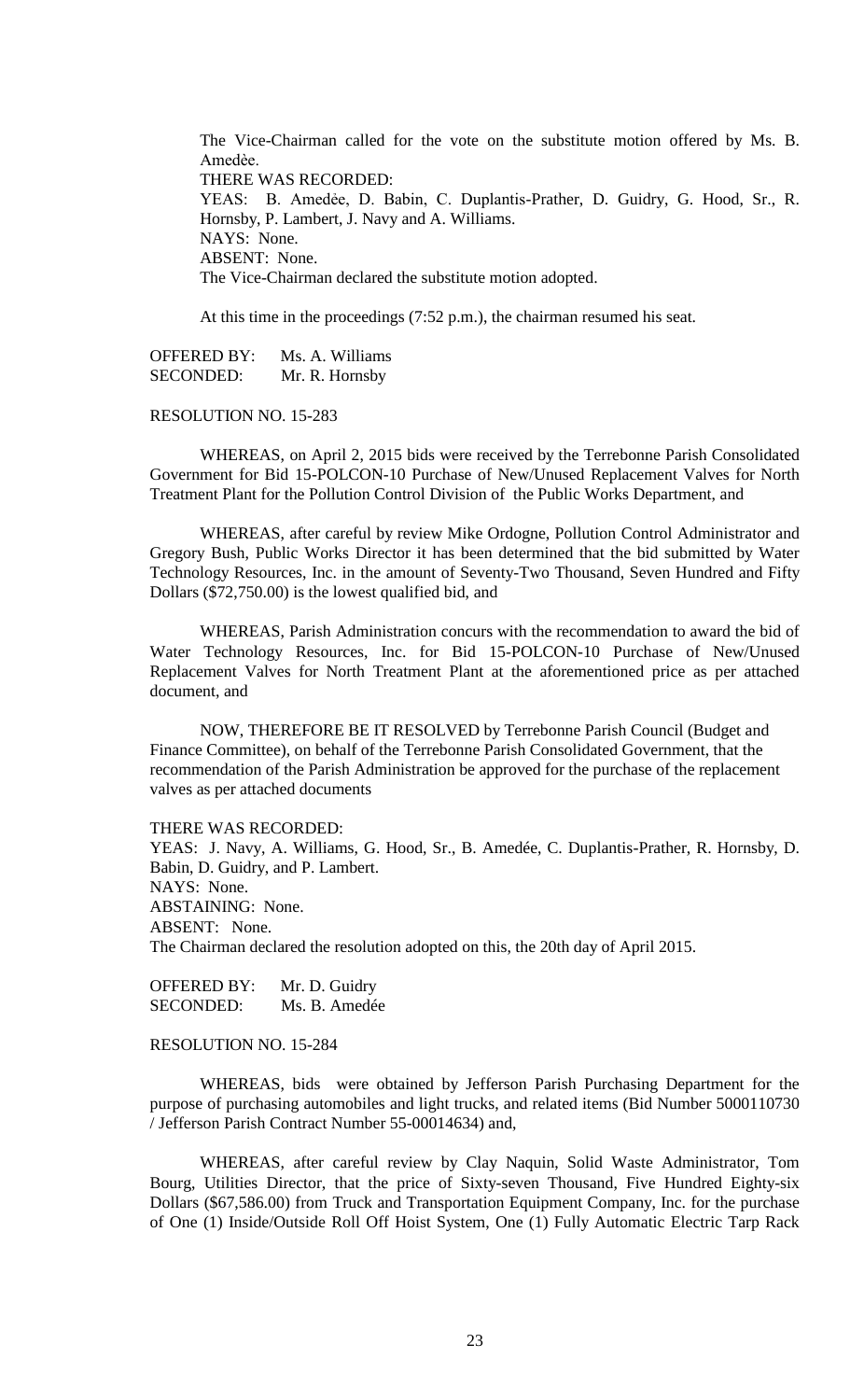The Vice-Chairman called for the vote on the substitute motion offered by Ms. B. Amedèe.

THERE WAS RECORDED:

YEAS: B. Amedèe, D. Babin, C. Duplantis-Prather, D. Guidry, G. Hood, Sr., R. Hornsby, P. Lambert, J. Navy and A. Williams.

NAYS: None.

ABSENT: None.

The Vice-Chairman declared the substitute motion adopted.

At this time in the proceedings (7:52 p.m.), the chairman resumed his seat.

OFFERED BY: Ms. A. Williams
SECONDED: Mr. R. Hornsby

RESOLUTION NO. 15-283

WHEREAS, on April 2, 2015 bids were received by the Terrebonne Parish Consolidated Government for Bid 15-POLCON-10 Purchase of New/Unused Replacement Valves for North Treatment Plant for the Pollution Control Division of the Public Works Department, and

WHEREAS, after careful by review Mike Ordogne, Pollution Control Administrator and Gregory Bush, Public Works Director it has been determined that the bid submitted by Water Technology Resources, Inc. in the amount of Seventy-Two Thousand, Seven Hundred and Fifty Dollars ($72,750.00) is the lowest qualified bid, and

WHEREAS, Parish Administration concurs with the recommendation to award the bid of Water Technology Resources, Inc. for Bid 15-POLCON-10 Purchase of New/Unused Replacement Valves for North Treatment Plant at the aforementioned price as per attached document, and

NOW, THEREFORE BE IT RESOLVED by Terrebonne Parish Council (Budget and Finance Committee), on behalf of the Terrebonne Parish Consolidated Government, that the recommendation of the Parish Administration be approved for the purchase of the replacement valves as per attached documents

THERE WAS RECORDED:

YEAS: J. Navy, A. Williams, G. Hood, Sr., B. Amedée, C. Duplantis-Prather, R. Hornsby, D. Babin, D. Guidry, and P. Lambert.

NAYS: None.

ABSTAINING: None.

ABSENT: None.

The Chairman declared the resolution adopted on this, the 20th day of April 2015.

OFFERED BY: Mr. D. Guidry
SECONDED: Ms. B. Amedée

RESOLUTION NO. 15-284

WHEREAS, bids were obtained by Jefferson Parish Purchasing Department for the purpose of purchasing automobiles and light trucks, and related items (Bid Number 5000110730 / Jefferson Parish Contract Number 55-00014634) and,

WHEREAS, after careful review by Clay Naquin, Solid Waste Administrator, Tom Bourg, Utilities Director, that the price of Sixty-seven Thousand, Five Hundred Eighty-six Dollars ($67,586.00) from Truck and Transportation Equipment Company, Inc. for the purchase of One (1) Inside/Outside Roll Off Hoist System, One (1) Fully Automatic Electric Tarp Rack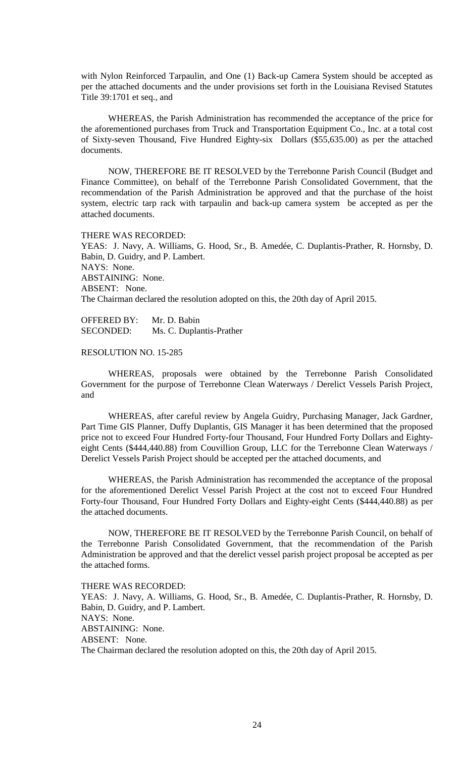with Nylon Reinforced Tarpaulin, and One (1) Back-up Camera System should be accepted as per the attached documents and the under provisions set forth in the Louisiana Revised Statutes Title 39:1701 et seq., and

WHEREAS, the Parish Administration has recommended the acceptance of the price for the aforementioned purchases from Truck and Transportation Equipment Co., Inc. at a total cost of Sixty-seven Thousand, Five Hundred Eighty-six Dollars ($55,635.00) as per the attached documents.

NOW, THEREFORE BE IT RESOLVED by the Terrebonne Parish Council (Budget and Finance Committee), on behalf of the Terrebonne Parish Consolidated Government, that the recommendation of the Parish Administration be approved and that the purchase of the hoist system, electric tarp rack with tarpaulin and back-up camera system be accepted as per the attached documents.

THERE WAS RECORDED:
YEAS: J. Navy, A. Williams, G. Hood, Sr., B. Amedée, C. Duplantis-Prather, R. Hornsby, D. Babin, D. Guidry, and P. Lambert.
NAYS: None.
ABSTAINING: None.
ABSENT: None.
The Chairman declared the resolution adopted on this, the 20th day of April 2015.

OFFERED BY: Mr. D. Babin
SECONDED: Ms. C. Duplantis-Prather

RESOLUTION NO. 15-285

WHEREAS, proposals were obtained by the Terrebonne Parish Consolidated Government for the purpose of Terrebonne Clean Waterways / Derelict Vessels Parish Project, and

WHEREAS, after careful review by Angela Guidry, Purchasing Manager, Jack Gardner, Part Time GIS Planner, Duffy Duplantis, GIS Manager it has been determined that the proposed price not to exceed Four Hundred Forty-four Thousand, Four Hundred Forty Dollars and Eighty-eight Cents ($444,440.88) from Couvillion Group, LLC for the Terrebonne Clean Waterways / Derelict Vessels Parish Project should be accepted per the attached documents, and

WHEREAS, the Parish Administration has recommended the acceptance of the proposal for the aforementioned Derelict Vessel Parish Project at the cost not to exceed Four Hundred Forty-four Thousand, Four Hundred Forty Dollars and Eighty-eight Cents ($444,440.88) as per the attached documents.

NOW, THEREFORE BE IT RESOLVED by the Terrebonne Parish Council, on behalf of the Terrebonne Parish Consolidated Government, that the recommendation of the Parish Administration be approved and that the derelict vessel parish project proposal be accepted as per the attached forms.

THERE WAS RECORDED:
YEAS: J. Navy, A. Williams, G. Hood, Sr., B. Amedée, C. Duplantis-Prather, R. Hornsby, D. Babin, D. Guidry, and P. Lambert.
NAYS: None.
ABSTAINING: None.
ABSENT: None.
The Chairman declared the resolution adopted on this, the 20th day of April 2015.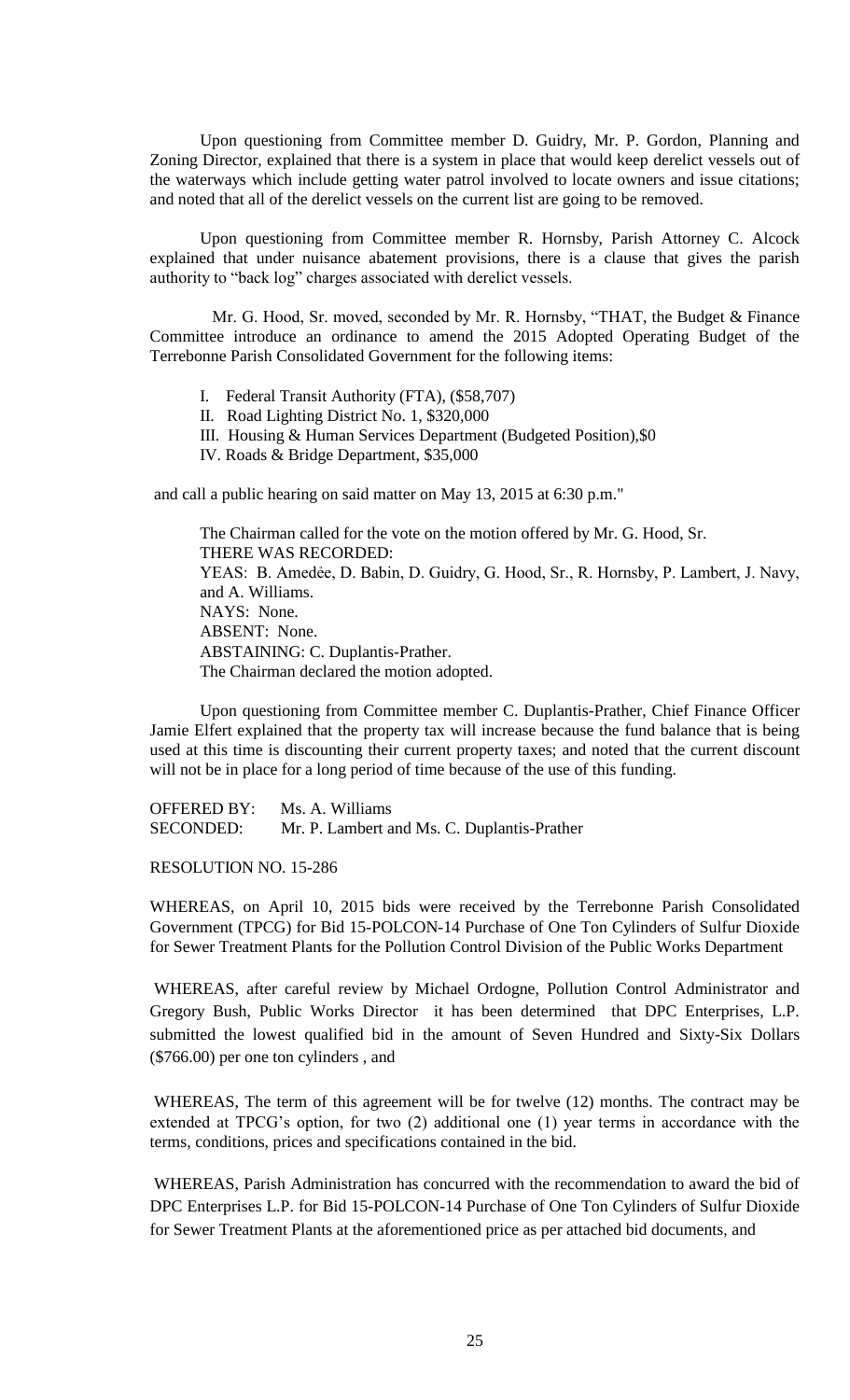Upon questioning from Committee member D. Guidry, Mr. P. Gordon, Planning and Zoning Director, explained that there is a system in place that would keep derelict vessels out of the waterways which include getting water patrol involved to locate owners and issue citations; and noted that all of the derelict vessels on the current list are going to be removed.

Upon questioning from Committee member R. Hornsby, Parish Attorney C. Alcock explained that under nuisance abatement provisions, there is a clause that gives the parish authority to "back log" charges associated with derelict vessels.

Mr. G. Hood, Sr. moved, seconded by Mr. R. Hornsby, "THAT, the Budget & Finance Committee introduce an ordinance to amend the 2015 Adopted Operating Budget of the Terrebonne Parish Consolidated Government for the following items:

I. Federal Transit Authority (FTA), ($58,707)
II. Road Lighting District No. 1, $320,000
III. Housing & Human Services Department (Budgeted Position),$0
IV. Roads & Bridge Department, $35,000

and call a public hearing on said matter on May 13, 2015 at 6:30 p.m."

The Chairman called for the vote on the motion offered by Mr. G. Hood, Sr.
THERE WAS RECORDED:
YEAS: B. Amedée, D. Babin, D. Guidry, G. Hood, Sr., R. Hornsby, P. Lambert, J. Navy, and A. Williams.
NAYS: None.
ABSENT: None.
ABSTAINING: C. Duplantis-Prather.
The Chairman declared the motion adopted.

Upon questioning from Committee member C. Duplantis-Prather, Chief Finance Officer Jamie Elfert explained that the property tax will increase because the fund balance that is being used at this time is discounting their current property taxes; and noted that the current discount will not be in place for a long period of time because of the use of this funding.

OFFERED BY: Ms. A. Williams
SECONDED: Mr. P. Lambert and Ms. C. Duplantis-Prather

RESOLUTION NO. 15-286

WHEREAS, on April 10, 2015 bids were received by the Terrebonne Parish Consolidated Government (TPCG) for Bid 15-POLCON-14 Purchase of One Ton Cylinders of Sulfur Dioxide for Sewer Treatment Plants for the Pollution Control Division of the Public Works Department

WHEREAS, after careful review by Michael Ordogne, Pollution Control Administrator and Gregory Bush, Public Works Director it has been determined that DPC Enterprises, L.P. submitted the lowest qualified bid in the amount of Seven Hundred and Sixty-Six Dollars ($766.00) per one ton cylinders , and

WHEREAS, The term of this agreement will be for twelve (12) months. The contract may be extended at TPCG's option, for two (2) additional one (1) year terms in accordance with the terms, conditions, prices and specifications contained in the bid.

WHEREAS, Parish Administration has concurred with the recommendation to award the bid of DPC Enterprises L.P. for Bid 15-POLCON-14 Purchase of One Ton Cylinders of Sulfur Dioxide for Sewer Treatment Plants at the aforementioned price as per attached bid documents, and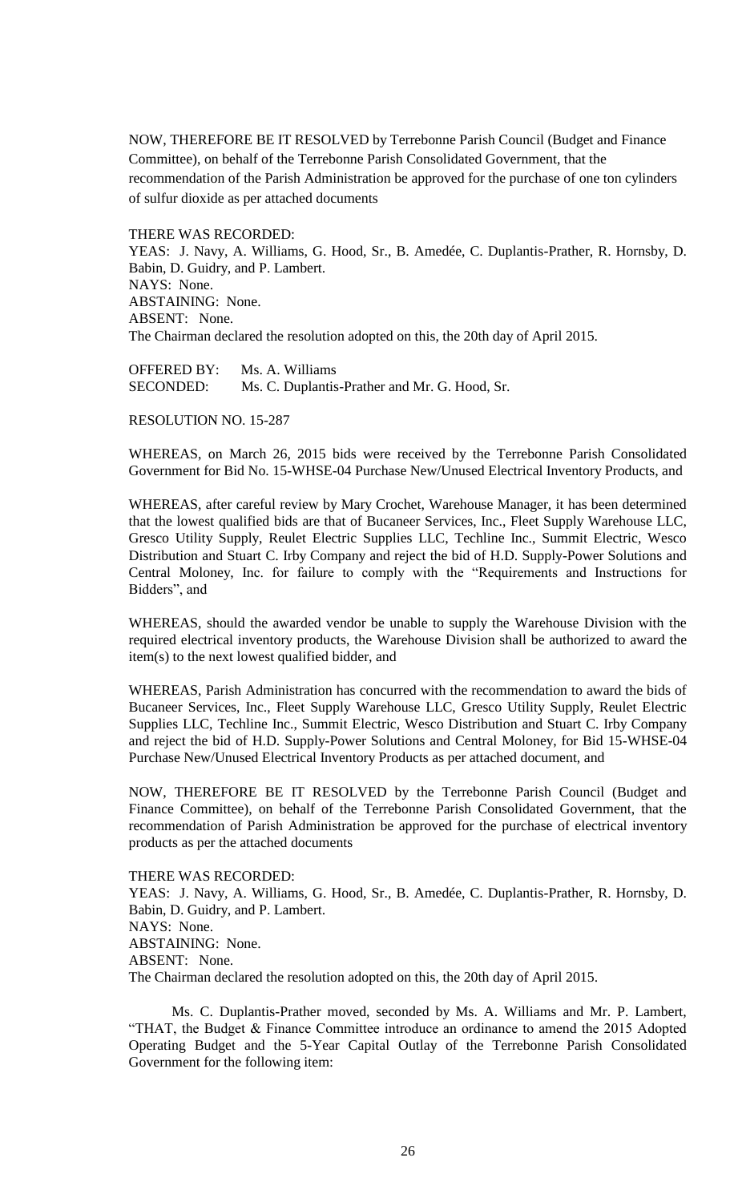NOW, THEREFORE BE IT RESOLVED by Terrebonne Parish Council (Budget and Finance Committee), on behalf of the Terrebonne Parish Consolidated Government, that the recommendation of the Parish Administration be approved for the purchase of one ton cylinders of sulfur dioxide as per attached documents

THERE WAS RECORDED:
YEAS: J. Navy, A. Williams, G. Hood, Sr., B. Amedée, C. Duplantis-Prather, R. Hornsby, D. Babin, D. Guidry, and P. Lambert.
NAYS: None.
ABSTAINING: None.
ABSENT: None.
The Chairman declared the resolution adopted on this, the 20th day of April 2015.

OFFERED BY: Ms. A. Williams
SECONDED: Ms. C. Duplantis-Prather and Mr. G. Hood, Sr.

RESOLUTION NO. 15-287

WHEREAS, on March 26, 2015 bids were received by the Terrebonne Parish Consolidated Government for Bid No. 15-WHSE-04 Purchase New/Unused Electrical Inventory Products, and

WHEREAS, after careful review by Mary Crochet, Warehouse Manager, it has been determined that the lowest qualified bids are that of Bucaneer Services, Inc., Fleet Supply Warehouse LLC, Gresco Utility Supply, Reulet Electric Supplies LLC, Techline Inc., Summit Electric, Wesco Distribution and Stuart C. Irby Company and reject the bid of H.D. Supply-Power Solutions and Central Moloney, Inc. for failure to comply with the "Requirements and Instructions for Bidders", and

WHEREAS, should the awarded vendor be unable to supply the Warehouse Division with the required electrical inventory products, the Warehouse Division shall be authorized to award the item(s) to the next lowest qualified bidder, and

WHEREAS, Parish Administration has concurred with the recommendation to award the bids of Bucaneer Services, Inc., Fleet Supply Warehouse LLC, Gresco Utility Supply, Reulet Electric Supplies LLC, Techline Inc., Summit Electric, Wesco Distribution and Stuart C. Irby Company and reject the bid of H.D. Supply-Power Solutions and Central Moloney, for Bid 15-WHSE-04 Purchase New/Unused Electrical Inventory Products as per attached document, and

NOW, THEREFORE BE IT RESOLVED by the Terrebonne Parish Council (Budget and Finance Committee), on behalf of the Terrebonne Parish Consolidated Government, that the recommendation of Parish Administration be approved for the purchase of electrical inventory products as per the attached documents

THERE WAS RECORDED:
YEAS: J. Navy, A. Williams, G. Hood, Sr., B. Amedée, C. Duplantis-Prather, R. Hornsby, D. Babin, D. Guidry, and P. Lambert.
NAYS: None.
ABSTAINING: None.
ABSENT: None.
The Chairman declared the resolution adopted on this, the 20th day of April 2015.

Ms. C. Duplantis-Prather moved, seconded by Ms. A. Williams and Mr. P. Lambert, "THAT, the Budget & Finance Committee introduce an ordinance to amend the 2015 Adopted Operating Budget and the 5-Year Capital Outlay of the Terrebonne Parish Consolidated Government for the following item: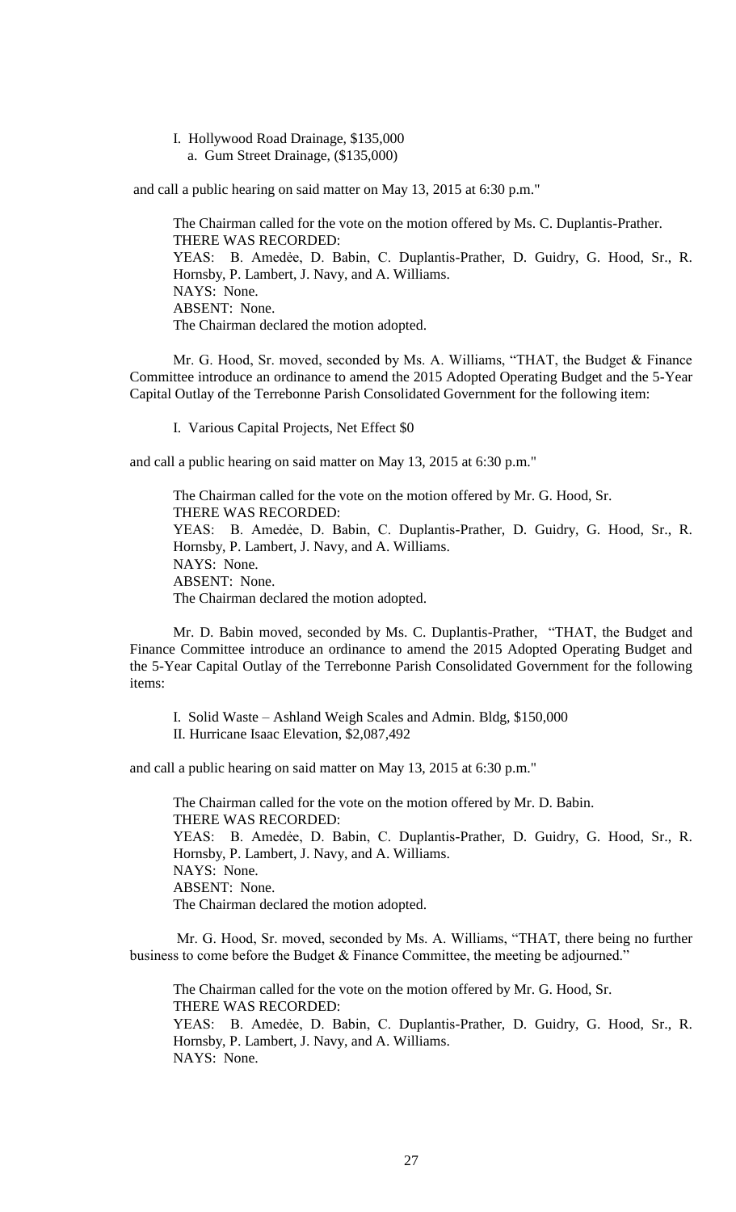I. Hollywood Road Drainage, $135,000
   a. Gum Street Drainage, ($135,000)

and call a public hearing on said matter on May 13, 2015 at 6:30 p.m."

The Chairman called for the vote on the motion offered by Ms. C. Duplantis-Prather.
THERE WAS RECORDED:
YEAS: B. Amedѐe, D. Babin, C. Duplantis-Prather, D. Guidry, G. Hood, Sr., R. Hornsby, P. Lambert, J. Navy, and A. Williams.
NAYS: None.
ABSENT: None.
The Chairman declared the motion adopted.

Mr. G. Hood, Sr. moved, seconded by Ms. A. Williams, "THAT, the Budget & Finance Committee introduce an ordinance to amend the 2015 Adopted Operating Budget and the 5-Year Capital Outlay of the Terrebonne Parish Consolidated Government for the following item:

I. Various Capital Projects, Net Effect $0

and call a public hearing on said matter on May 13, 2015 at 6:30 p.m."

The Chairman called for the vote on the motion offered by Mr. G. Hood, Sr.
THERE WAS RECORDED:
YEAS: B. Amedѐe, D. Babin, C. Duplantis-Prather, D. Guidry, G. Hood, Sr., R. Hornsby, P. Lambert, J. Navy, and A. Williams.
NAYS: None.
ABSENT: None.
The Chairman declared the motion adopted.

Mr. D. Babin moved, seconded by Ms. C. Duplantis-Prather, "THAT, the Budget and Finance Committee introduce an ordinance to amend the 2015 Adopted Operating Budget and the 5-Year Capital Outlay of the Terrebonne Parish Consolidated Government for the following items:

I. Solid Waste – Ashland Weigh Scales and Admin. Bldg, $150,000
II. Hurricane Isaac Elevation, $2,087,492

and call a public hearing on said matter on May 13, 2015 at 6:30 p.m."

The Chairman called for the vote on the motion offered by Mr. D. Babin.
THERE WAS RECORDED:
YEAS: B. Amedѐe, D. Babin, C. Duplantis-Prather, D. Guidry, G. Hood, Sr., R. Hornsby, P. Lambert, J. Navy, and A. Williams.
NAYS: None.
ABSENT: None.
The Chairman declared the motion adopted.

Mr. G. Hood, Sr. moved, seconded by Ms. A. Williams, "THAT, there being no further business to come before the Budget & Finance Committee, the meeting be adjourned."

The Chairman called for the vote on the motion offered by Mr. G. Hood, Sr.
THERE WAS RECORDED:
YEAS: B. Amedѐe, D. Babin, C. Duplantis-Prather, D. Guidry, G. Hood, Sr., R. Hornsby, P. Lambert, J. Navy, and A. Williams.
NAYS: None.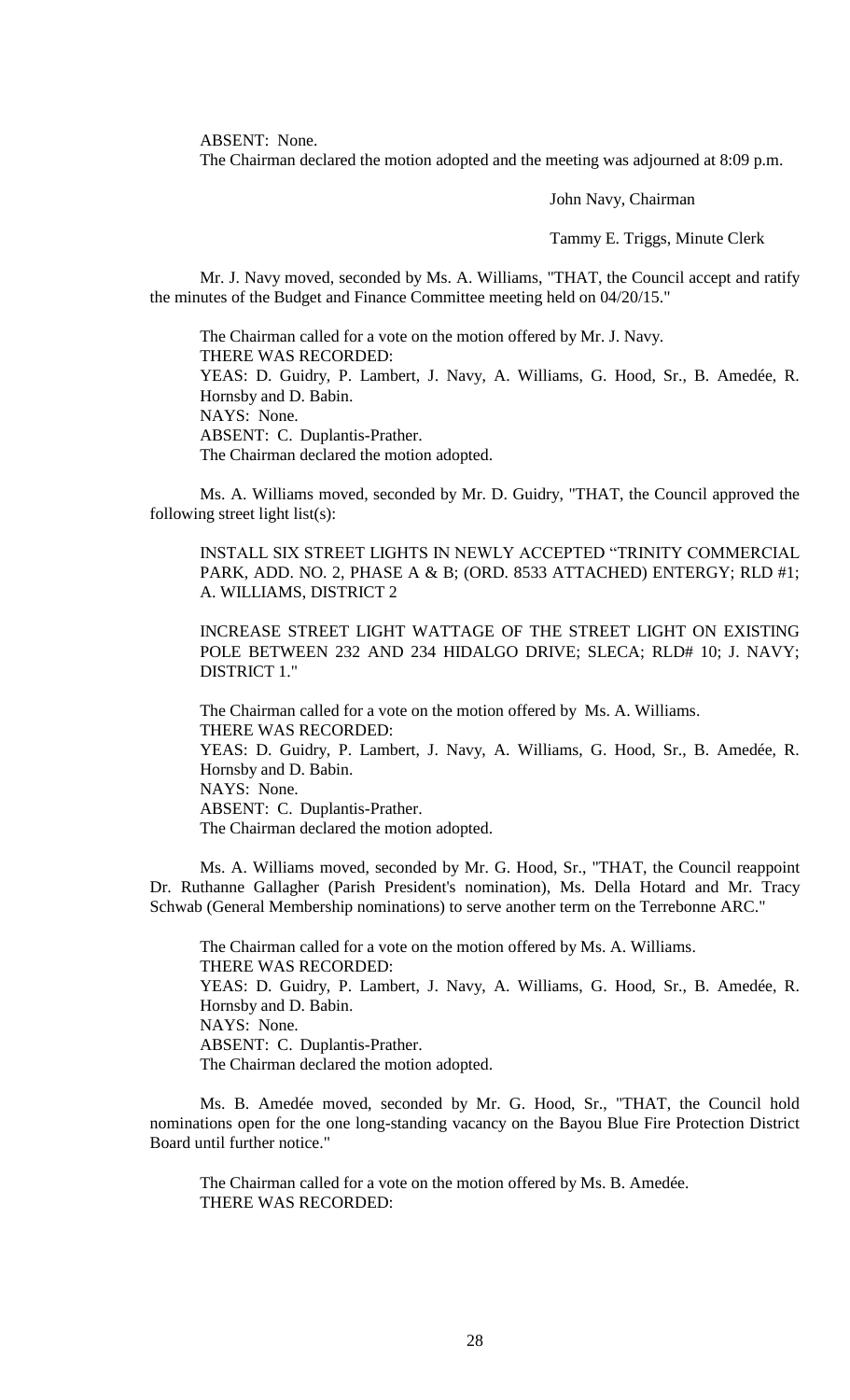ABSENT: None.

The Chairman declared the motion adopted and the meeting was adjourned at 8:09 p.m.

John Navy, Chairman

Tammy E. Triggs, Minute Clerk

Mr. J. Navy moved, seconded by Ms. A. Williams, "THAT, the Council accept and ratify the minutes of the Budget and Finance Committee meeting held on 04/20/15."

The Chairman called for a vote on the motion offered by Mr. J. Navy.

THERE WAS RECORDED:

YEAS: D. Guidry, P. Lambert, J. Navy, A. Williams, G. Hood, Sr., B. Amedée, R. Hornsby and D. Babin.

NAYS: None.

ABSENT: C. Duplantis-Prather.

The Chairman declared the motion adopted.

Ms. A. Williams moved, seconded by Mr. D. Guidry, "THAT, the Council approved the following street light list(s):

INSTALL SIX STREET LIGHTS IN NEWLY ACCEPTED "TRINITY COMMERCIAL PARK, ADD. NO. 2, PHASE A & B; (ORD. 8533 ATTACHED) ENTERGY; RLD #1; A. WILLIAMS, DISTRICT 2

INCREASE STREET LIGHT WATTAGE OF THE STREET LIGHT ON EXISTING POLE BETWEEN 232 AND 234 HIDALGO DRIVE; SLECA; RLD# 10; J. NAVY; DISTRICT 1."

The Chairman called for a vote on the motion offered by Ms. A. Williams.

THERE WAS RECORDED:

YEAS: D. Guidry, P. Lambert, J. Navy, A. Williams, G. Hood, Sr., B. Amedée, R. Hornsby and D. Babin.

NAYS: None.

ABSENT: C. Duplantis-Prather.

The Chairman declared the motion adopted.

Ms. A. Williams moved, seconded by Mr. G. Hood, Sr., "THAT, the Council reappoint Dr. Ruthanne Gallagher (Parish President's nomination), Ms. Della Hotard and Mr. Tracy Schwab (General Membership nominations) to serve another term on the Terrebonne ARC."

The Chairman called for a vote on the motion offered by Ms. A. Williams.

THERE WAS RECORDED:

YEAS: D. Guidry, P. Lambert, J. Navy, A. Williams, G. Hood, Sr., B. Amedée, R. Hornsby and D. Babin.

NAYS: None.

ABSENT: C. Duplantis-Prather.

The Chairman declared the motion adopted.

Ms. B. Amedée moved, seconded by Mr. G. Hood, Sr., "THAT, the Council hold nominations open for the one long-standing vacancy on the Bayou Blue Fire Protection District Board until further notice."

The Chairman called for a vote on the motion offered by Ms. B. Amedée.

THERE WAS RECORDED: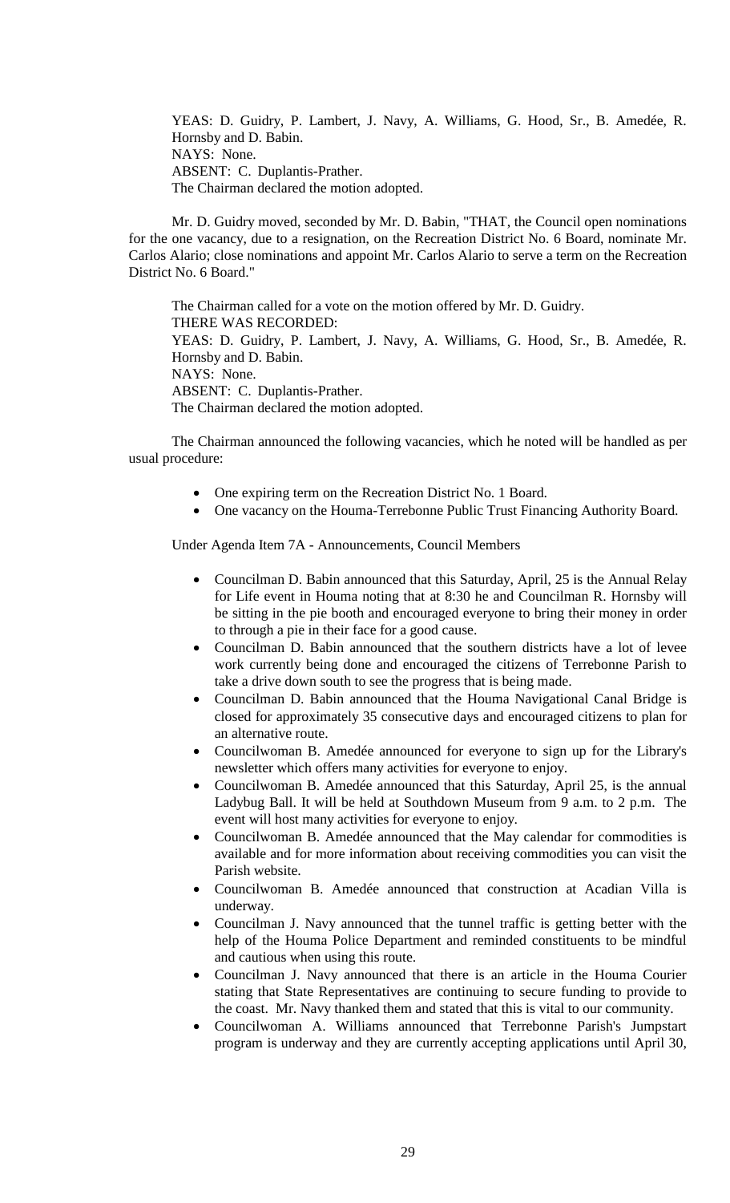YEAS: D. Guidry, P. Lambert, J. Navy, A. Williams, G. Hood, Sr., B. Amedée, R. Hornsby and D. Babin.
NAYS: None.
ABSENT: C. Duplantis-Prather.
The Chairman declared the motion adopted.

Mr. D. Guidry moved, seconded by Mr. D. Babin, "THAT, the Council open nominations for the one vacancy, due to a resignation, on the Recreation District No. 6 Board, nominate Mr. Carlos Alario; close nominations and appoint Mr. Carlos Alario to serve a term on the Recreation District No. 6 Board."

The Chairman called for a vote on the motion offered by Mr. D. Guidry.
THERE WAS RECORDED:
YEAS: D. Guidry, P. Lambert, J. Navy, A. Williams, G. Hood, Sr., B. Amedée, R. Hornsby and D. Babin.
NAYS: None.
ABSENT: C. Duplantis-Prather.
The Chairman declared the motion adopted.

The Chairman announced the following vacancies, which he noted will be handled as per usual procedure:

- One expiring term on the Recreation District No. 1 Board.
- One vacancy on the Houma-Terrebonne Public Trust Financing Authority Board.

Under Agenda Item 7A - Announcements, Council Members

- Councilman D. Babin announced that this Saturday, April, 25 is the Annual Relay for Life event in Houma noting that at 8:30 he and Councilman R. Hornsby will be sitting in the pie booth and encouraged everyone to bring their money in order to through a pie in their face for a good cause.
- Councilman D. Babin announced that the southern districts have a lot of levee work currently being done and encouraged the citizens of Terrebonne Parish to take a drive down south to see the progress that is being made.
- Councilman D. Babin announced that the Houma Navigational Canal Bridge is closed for approximately 35 consecutive days and encouraged citizens to plan for an alternative route.
- Councilwoman B. Amedée announced for everyone to sign up for the Library's newsletter which offers many activities for everyone to enjoy.
- Councilwoman B. Amedée announced that this Saturday, April 25, is the annual Ladybug Ball. It will be held at Southdown Museum from 9 a.m. to 2 p.m. The event will host many activities for everyone to enjoy.
- Councilwoman B. Amedée announced that the May calendar for commodities is available and for more information about receiving commodities you can visit the Parish website.
- Councilwoman B. Amedée announced that construction at Acadian Villa is underway.
- Councilman J. Navy announced that the tunnel traffic is getting better with the help of the Houma Police Department and reminded constituents to be mindful and cautious when using this route.
- Councilman J. Navy announced that there is an article in the Houma Courier stating that State Representatives are continuing to secure funding to provide to the coast. Mr. Navy thanked them and stated that this is vital to our community.
- Councilwoman A. Williams announced that Terrebonne Parish's Jumpstart program is underway and they are currently accepting applications until April 30,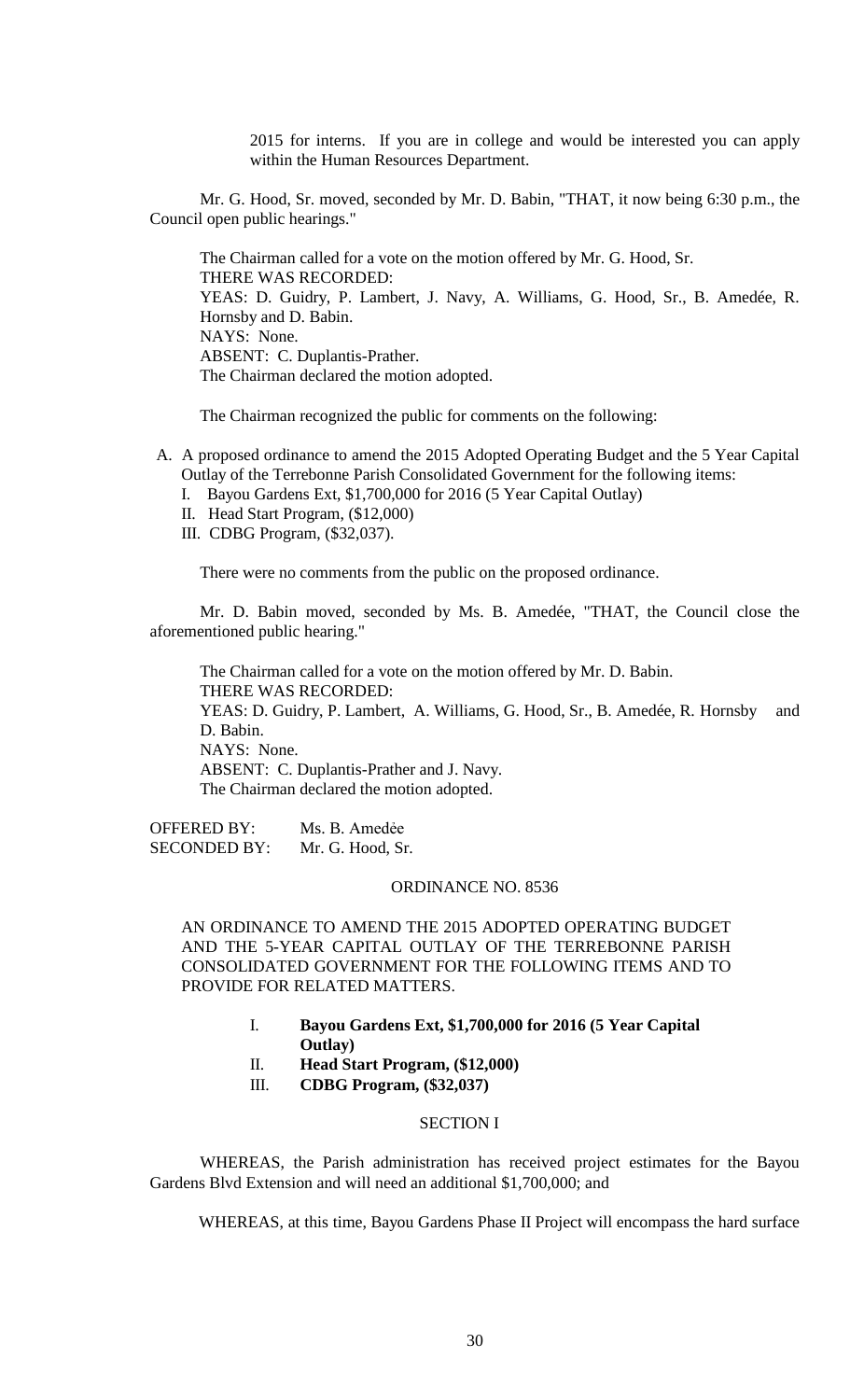2015 for interns. If you are in college and would be interested you can apply within the Human Resources Department.

Mr. G. Hood, Sr. moved, seconded by Mr. D. Babin, "THAT, it now being 6:30 p.m., the Council open public hearings."

The Chairman called for a vote on the motion offered by Mr. G. Hood, Sr.
THERE WAS RECORDED:
YEAS: D. Guidry, P. Lambert, J. Navy, A. Williams, G. Hood, Sr., B. Amedée, R. Hornsby and D. Babin.
NAYS: None.
ABSENT: C. Duplantis-Prather.
The Chairman declared the motion adopted.

The Chairman recognized the public for comments on the following:

A. A proposed ordinance to amend the 2015 Adopted Operating Budget and the 5 Year Capital Outlay of the Terrebonne Parish Consolidated Government for the following items:
   I. Bayou Gardens Ext, $1,700,000 for 2016 (5 Year Capital Outlay)
   II. Head Start Program, ($12,000)
   III. CDBG Program, ($32,037).

There were no comments from the public on the proposed ordinance.

Mr. D. Babin moved, seconded by Ms. B. Amedée, "THAT, the Council close the aforementioned public hearing."

The Chairman called for a vote on the motion offered by Mr. D. Babin.
THERE WAS RECORDED:
YEAS: D. Guidry, P. Lambert, A. Williams, G. Hood, Sr., B. Amedée, R. Hornsby and D. Babin.
NAYS: None.
ABSENT: C. Duplantis-Prather and J. Navy.
The Chairman declared the motion adopted.

OFFERED BY: Ms. B. Amedẻe
SECONDED BY: Mr. G. Hood, Sr.

ORDINANCE NO. 8536

AN ORDINANCE TO AMEND THE 2015 ADOPTED OPERATING BUDGET AND THE 5-YEAR CAPITAL OUTLAY OF THE TERREBONNE PARISH CONSOLIDATED GOVERNMENT FOR THE FOLLOWING ITEMS AND TO PROVIDE FOR RELATED MATTERS.

I. **Bayou Gardens Ext, $1,700,000 for 2016 (5 Year Capital Outlay)**
II. **Head Start Program, ($12,000)**
III. **CDBG Program, ($32,037)**

SECTION I

WHEREAS, the Parish administration has received project estimates for the Bayou Gardens Blvd Extension and will need an additional $1,700,000; and

WHEREAS, at this time, Bayou Gardens Phase II Project will encompass the hard surface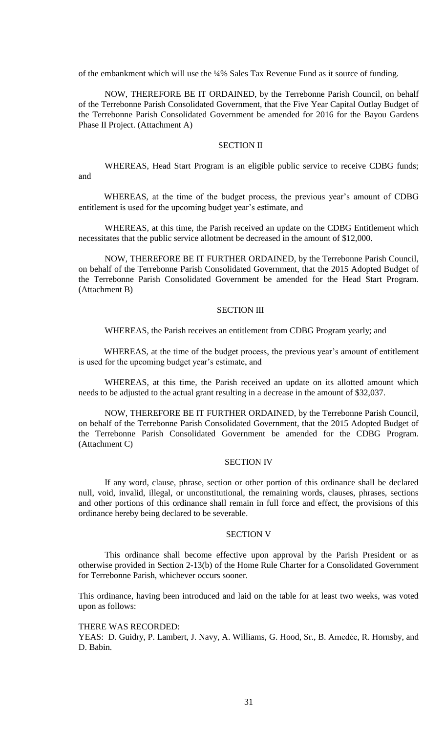of the embankment which will use the ¼% Sales Tax Revenue Fund as it source of funding.

NOW, THEREFORE BE IT ORDAINED, by the Terrebonne Parish Council, on behalf of the Terrebonne Parish Consolidated Government, that the Five Year Capital Outlay Budget of the Terrebonne Parish Consolidated Government be amended for 2016 for the Bayou Gardens Phase II Project. (Attachment A)

SECTION II

WHEREAS, Head Start Program is an eligible public service to receive CDBG funds; and

WHEREAS, at the time of the budget process, the previous year's amount of CDBG entitlement is used for the upcoming budget year's estimate, and

WHEREAS, at this time, the Parish received an update on the CDBG Entitlement which necessitates that the public service allotment be decreased in the amount of $12,000.

NOW, THEREFORE BE IT FURTHER ORDAINED, by the Terrebonne Parish Council, on behalf of the Terrebonne Parish Consolidated Government, that the 2015 Adopted Budget of the Terrebonne Parish Consolidated Government be amended for the Head Start Program. (Attachment B)

SECTION III

WHEREAS, the Parish receives an entitlement from CDBG Program yearly; and

WHEREAS, at the time of the budget process, the previous year's amount of entitlement is used for the upcoming budget year's estimate, and

WHEREAS, at this time, the Parish received an update on its allotted amount which needs to be adjusted to the actual grant resulting in a decrease in the amount of $32,037.

NOW, THEREFORE BE IT FURTHER ORDAINED, by the Terrebonne Parish Council, on behalf of the Terrebonne Parish Consolidated Government, that the 2015 Adopted Budget of the Terrebonne Parish Consolidated Government be amended for the CDBG Program. (Attachment C)

SECTION IV

If any word, clause, phrase, section or other portion of this ordinance shall be declared null, void, invalid, illegal, or unconstitutional, the remaining words, clauses, phrases, sections and other portions of this ordinance shall remain in full force and effect, the provisions of this ordinance hereby being declared to be severable.

SECTION V

This ordinance shall become effective upon approval by the Parish President or as otherwise provided in Section 2-13(b) of the Home Rule Charter for a Consolidated Government for Terrebonne Parish, whichever occurs sooner.

This ordinance, having been introduced and laid on the table for at least two weeks, was voted upon as follows:

THERE WAS RECORDED:
YEAS: D. Guidry, P. Lambert, J. Navy, A. Williams, G. Hood, Sr., B. Amedėe, R. Hornsby, and D. Babin.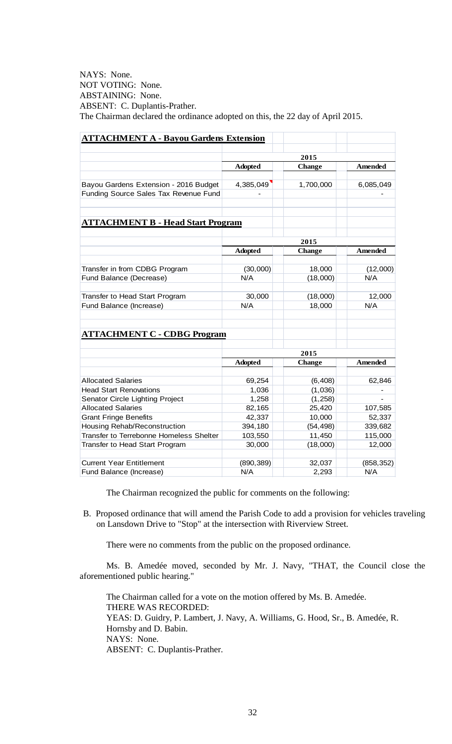NAYS: None.
NOT VOTING: None.
ABSTAINING: None.
ABSENT: C. Duplantis-Prather.
The Chairman declared the ordinance adopted on this, the 22 day of April 2015.

**ATTACHMENT A - Bayou Gardens Extension**

| | 2015 | | |
|---|---|---|---|
| | **Adopted** | **Change** | **Amended** |
| Bayou Gardens Extension - 2016 Budget | 4,385,049 | 1,700,000 | 6,085,049 |
| Funding Source Sales Tax Revenue Fund | - | | - |

**ATTACHMENT B - Head Start Program**

| | 2015 | | |
|---|---|---|---|
| | **Adopted** | **Change** | **Amended** |
| Transfer in from CDBG Program | (30,000) | 18,000 | (12,000) |
| Fund Balance (Decrease) | N/A | (18,000) | N/A |
| Transfer to Head Start Program | 30,000 | (18,000) | 12,000 |
| Fund Balance (Increase) | N/A | 18,000 | N/A |

**ATTACHMENT C - CDBG Program**

| | 2015 | | |
|---|---|---|---|
| | **Adopted** | **Change** | **Amended** |
| Allocated Salaries | 69,254 | (6,408) | 62,846 |
| Head Start Renovations | 1,036 | (1,036) | - |
| Senator Circle Lighting Project | 1,258 | (1,258) | - |
| Allocated Salaries | 82,165 | 25,420 | 107,585 |
| Grant Fringe Benefits | 42,337 | 10,000 | 52,337 |
| Housing Rehab/Reconstruction | 394,180 | (54,498) | 339,682 |
| Transfer to Terrebonne Homeless Shelter | 103,550 | 11,450 | 115,000 |
| Transfer to Head Start Program | 30,000 | (18,000) | 12,000 |
| Current Year Entitlement | (890,389) | 32,037 | (858,352) |
| Fund Balance (Increase) | N/A | 2,293 | N/A |

The Chairman recognized the public for comments on the following:

B. Proposed ordinance that will amend the Parish Code to add a provision for vehicles traveling on Lansdown Drive to "Stop" at the intersection with Riverview Street.

There were no comments from the public on the proposed ordinance.

Ms. B. Amedée moved, seconded by Mr. J. Navy, "THAT, the Council close the aforementioned public hearing."

The Chairman called for a vote on the motion offered by Ms. B. Amedée.
THERE WAS RECORDED:
YEAS: D. Guidry, P. Lambert, J. Navy, A. Williams, G. Hood, Sr., B. Amedée, R. Hornsby and D. Babin.
NAYS: None.
ABSENT: C. Duplantis-Prather.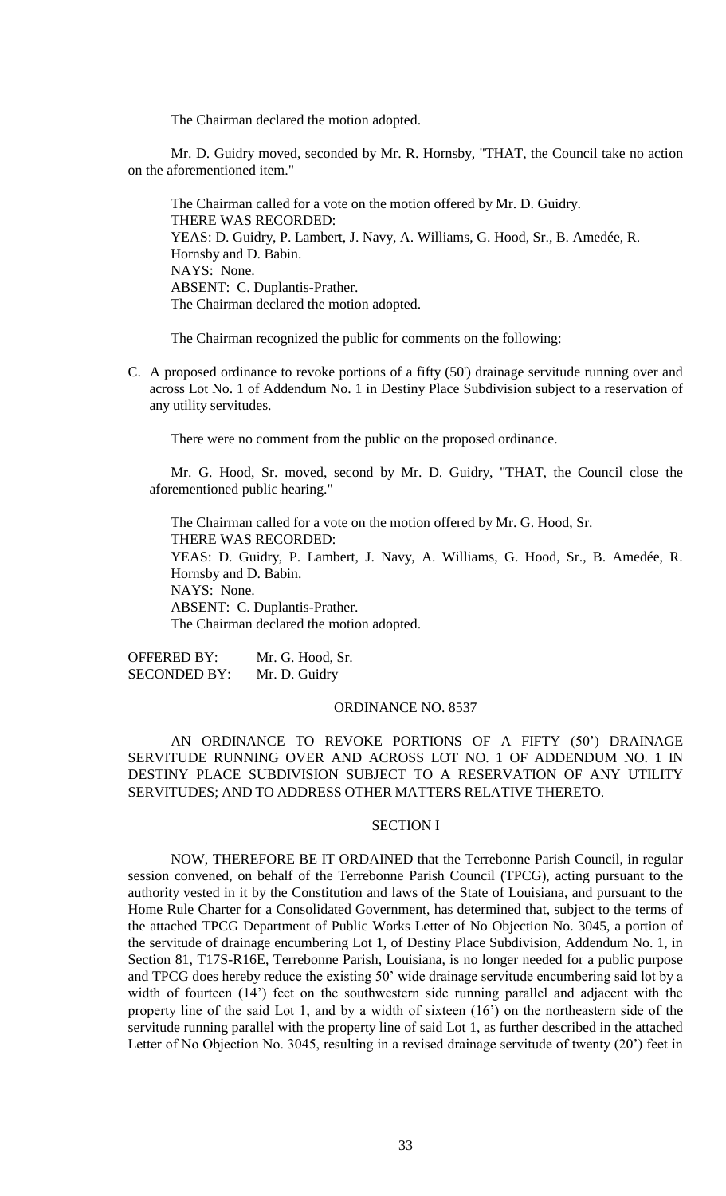The Chairman declared the motion adopted.

Mr. D. Guidry moved, seconded by Mr. R. Hornsby, "THAT, the Council take no action on the aforementioned item."

The Chairman called for a vote on the motion offered by Mr. D. Guidry.
THERE WAS RECORDED:
YEAS: D. Guidry, P. Lambert, J. Navy, A. Williams, G. Hood, Sr., B. Amedée, R. Hornsby and D. Babin.
NAYS: None.
ABSENT: C. Duplantis-Prather.
The Chairman declared the motion adopted.

The Chairman recognized the public for comments on the following:

C. A proposed ordinance to revoke portions of a fifty (50') drainage servitude running over and across Lot No. 1 of Addendum No. 1 in Destiny Place Subdivision subject to a reservation of any utility servitudes.

There were no comment from the public on the proposed ordinance.

Mr. G. Hood, Sr. moved, second by Mr. D. Guidry, "THAT, the Council close the aforementioned public hearing."

The Chairman called for a vote on the motion offered by Mr. G. Hood, Sr.
THERE WAS RECORDED:
YEAS: D. Guidry, P. Lambert, J. Navy, A. Williams, G. Hood, Sr., B. Amedée, R. Hornsby and D. Babin.
NAYS: None.
ABSENT: C. Duplantis-Prather.
The Chairman declared the motion adopted.

OFFERED BY: Mr. G. Hood, Sr.
SECONDED BY: Mr. D. Guidry

ORDINANCE NO. 8537

AN ORDINANCE TO REVOKE PORTIONS OF A FIFTY (50') DRAINAGE SERVITUDE RUNNING OVER AND ACROSS LOT NO. 1 OF ADDENDUM NO. 1 IN DESTINY PLACE SUBDIVISION SUBJECT TO A RESERVATION OF ANY UTILITY SERVITUDES; AND TO ADDRESS OTHER MATTERS RELATIVE THERETO.

SECTION I

NOW, THEREFORE BE IT ORDAINED that the Terrebonne Parish Council, in regular session convened, on behalf of the Terrebonne Parish Council (TPCG), acting pursuant to the authority vested in it by the Constitution and laws of the State of Louisiana, and pursuant to the Home Rule Charter for a Consolidated Government, has determined that, subject to the terms of the attached TPCG Department of Public Works Letter of No Objection No. 3045, a portion of the servitude of drainage encumbering Lot 1, of Destiny Place Subdivision, Addendum No. 1, in Section 81, T17S-R16E, Terrebonne Parish, Louisiana, is no longer needed for a public purpose and TPCG does hereby reduce the existing 50' wide drainage servitude encumbering said lot by a width of fourteen (14') feet on the southwestern side running parallel and adjacent with the property line of the said Lot 1, and by a width of sixteen (16') on the northeastern side of the servitude running parallel with the property line of said Lot 1, as further described in the attached Letter of No Objection No. 3045, resulting in a revised drainage servitude of twenty (20') feet in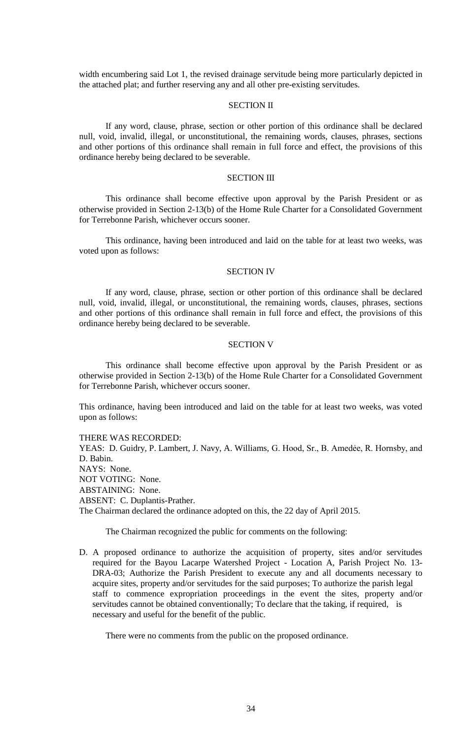width encumbering said Lot 1, the revised drainage servitude being more particularly depicted in the attached plat; and further reserving any and all other pre-existing servitudes.

SECTION II

If any word, clause, phrase, section or other portion of this ordinance shall be declared null, void, invalid, illegal, or unconstitutional, the remaining words, clauses, phrases, sections and other portions of this ordinance shall remain in full force and effect, the provisions of this ordinance hereby being declared to be severable.

SECTION III

This ordinance shall become effective upon approval by the Parish President or as otherwise provided in Section 2-13(b) of the Home Rule Charter for a Consolidated Government for Terrebonne Parish, whichever occurs sooner.

This ordinance, having been introduced and laid on the table for at least two weeks, was voted upon as follows:

SECTION IV

If any word, clause, phrase, section or other portion of this ordinance shall be declared null, void, invalid, illegal, or unconstitutional, the remaining words, clauses, phrases, sections and other portions of this ordinance shall remain in full force and effect, the provisions of this ordinance hereby being declared to be severable.

SECTION V

This ordinance shall become effective upon approval by the Parish President or as otherwise provided in Section 2-13(b) of the Home Rule Charter for a Consolidated Government for Terrebonne Parish, whichever occurs sooner.

This ordinance, having been introduced and laid on the table for at least two weeks, was voted upon as follows:

THERE WAS RECORDED:
YEAS: D. Guidry, P. Lambert, J. Navy, A. Williams, G. Hood, Sr., B. Amedée, R. Hornsby, and D. Babin.
NAYS: None.
NOT VOTING: None.
ABSTAINING: None.
ABSENT: C. Duplantis-Prather.
The Chairman declared the ordinance adopted on this, the 22 day of April 2015.

The Chairman recognized the public for comments on the following:

D. A proposed ordinance to authorize the acquisition of property, sites and/or servitudes required for the Bayou Lacarpe Watershed Project - Location A, Parish Project No. 13-DRA-03; Authorize the Parish President to execute any and all documents necessary to acquire sites, property and/or servitudes for the said purposes; To authorize the parish legal staff to commence expropriation proceedings in the event the sites, property and/or servitudes cannot be obtained conventionally; To declare that the taking, if required, is necessary and useful for the benefit of the public.

There were no comments from the public on the proposed ordinance.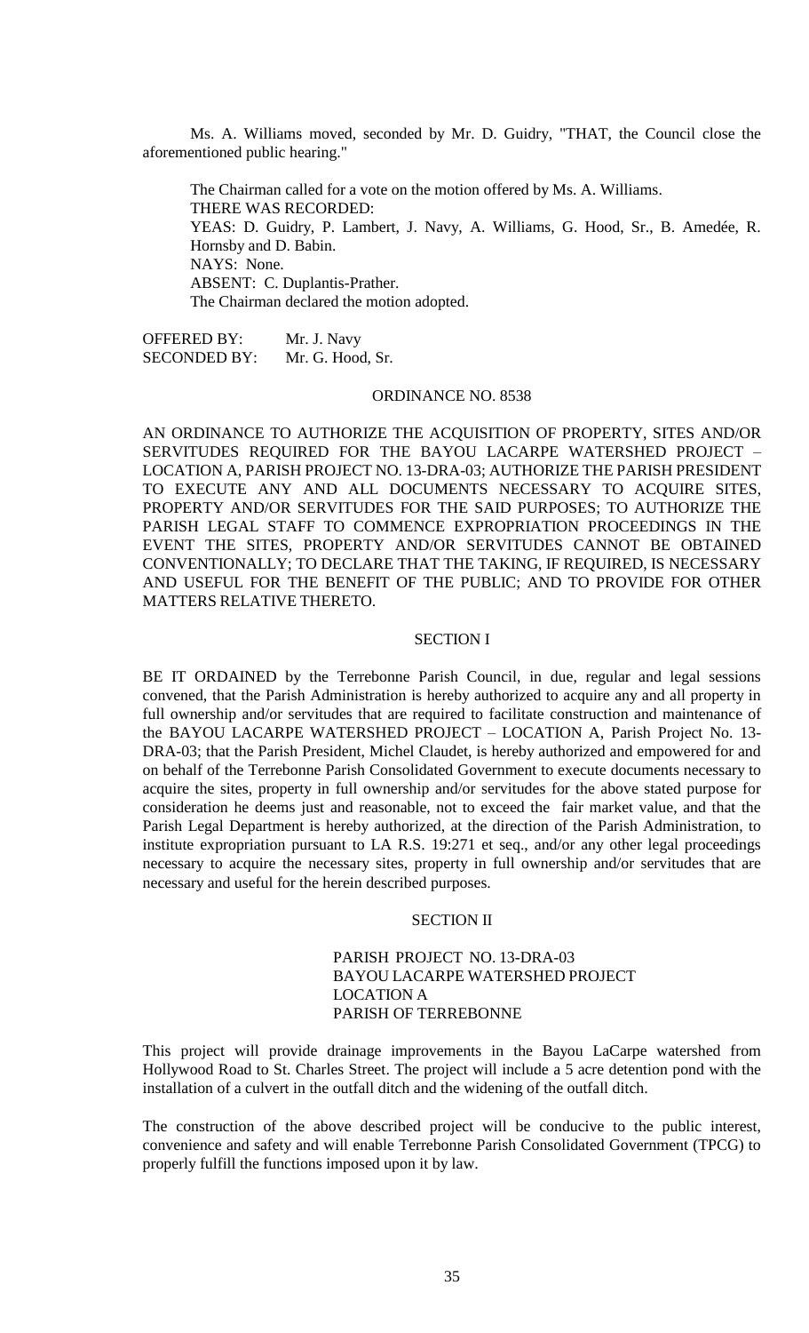Ms. A. Williams moved, seconded by Mr. D. Guidry, "THAT, the Council close the aforementioned public hearing."

The Chairman called for a vote on the motion offered by Ms. A. Williams.
THERE WAS RECORDED:
YEAS: D. Guidry, P. Lambert, J. Navy, A. Williams, G. Hood, Sr., B. Amedée, R. Hornsby and D. Babin.
NAYS: None.
ABSENT: C. Duplantis-Prather.
The Chairman declared the motion adopted.

OFFERED BY: Mr. J. Navy
SECONDED BY: Mr. G. Hood, Sr.

ORDINANCE NO. 8538

AN ORDINANCE TO AUTHORIZE THE ACQUISITION OF PROPERTY, SITES AND/OR SERVITUDES REQUIRED FOR THE BAYOU LACARPE WATERSHED PROJECT – LOCATION A, PARISH PROJECT NO. 13-DRA-03; AUTHORIZE THE PARISH PRESIDENT TO EXECUTE ANY AND ALL DOCUMENTS NECESSARY TO ACQUIRE SITES, PROPERTY AND/OR SERVITUDES FOR THE SAID PURPOSES; TO AUTHORIZE THE PARISH LEGAL STAFF TO COMMENCE EXPROPRIATION PROCEEDINGS IN THE EVENT THE SITES, PROPERTY AND/OR SERVITUDES CANNOT BE OBTAINED CONVENTIONALLY; TO DECLARE THAT THE TAKING, IF REQUIRED, IS NECESSARY AND USEFUL FOR THE BENEFIT OF THE PUBLIC; AND TO PROVIDE FOR OTHER MATTERS RELATIVE THERETO.

SECTION I

BE IT ORDAINED by the Terrebonne Parish Council, in due, regular and legal sessions convened, that the Parish Administration is hereby authorized to acquire any and all property in full ownership and/or servitudes that are required to facilitate construction and maintenance of the BAYOU LACARPE WATERSHED PROJECT – LOCATION A, Parish Project No. 13-DRA-03; that the Parish President, Michel Claudet, is hereby authorized and empowered for and on behalf of the Terrebonne Parish Consolidated Government to execute documents necessary to acquire the sites, property in full ownership and/or servitudes for the above stated purpose for consideration he deems just and reasonable, not to exceed the fair market value, and that the Parish Legal Department is hereby authorized, at the direction of the Parish Administration, to institute expropriation pursuant to LA R.S. 19:271 et seq., and/or any other legal proceedings necessary to acquire the necessary sites, property in full ownership and/or servitudes that are necessary and useful for the herein described purposes.

SECTION II

PARISH PROJECT NO. 13-DRA-03
BAYOU LACARPE WATERSHED PROJECT
LOCATION A
PARISH OF TERREBONNE

This project will provide drainage improvements in the Bayou LaCarpe watershed from Hollywood Road to St. Charles Street. The project will include a 5 acre detention pond with the installation of a culvert in the outfall ditch and the widening of the outfall ditch.

The construction of the above described project will be conducive to the public interest, convenience and safety and will enable Terrebonne Parish Consolidated Government (TPCG) to properly fulfill the functions imposed upon it by law.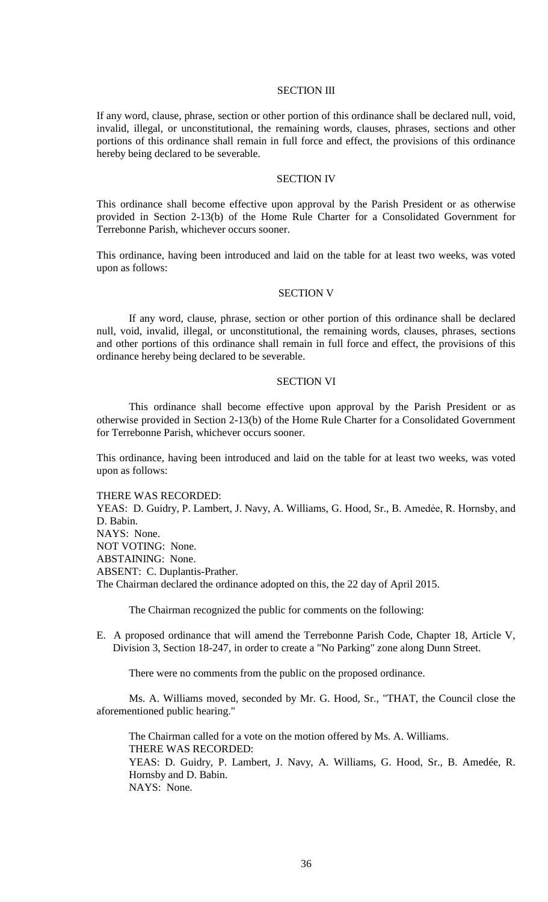SECTION III

If any word, clause, phrase, section or other portion of this ordinance shall be declared null, void, invalid, illegal, or unconstitutional, the remaining words, clauses, phrases, sections and other portions of this ordinance shall remain in full force and effect, the provisions of this ordinance hereby being declared to be severable.

SECTION IV

This ordinance shall become effective upon approval by the Parish President or as otherwise provided in Section 2-13(b) of the Home Rule Charter for a Consolidated Government for Terrebonne Parish, whichever occurs sooner.

This ordinance, having been introduced and laid on the table for at least two weeks, was voted upon as follows:

SECTION V

If any word, clause, phrase, section or other portion of this ordinance shall be declared null, void, invalid, illegal, or unconstitutional, the remaining words, clauses, phrases, sections and other portions of this ordinance shall remain in full force and effect, the provisions of this ordinance hereby being declared to be severable.

SECTION VI

This ordinance shall become effective upon approval by the Parish President or as otherwise provided in Section 2-13(b) of the Home Rule Charter for a Consolidated Government for Terrebonne Parish, whichever occurs sooner.

This ordinance, having been introduced and laid on the table for at least two weeks, was voted upon as follows:

THERE WAS RECORDED:
YEAS: D. Guidry, P. Lambert, J. Navy, A. Williams, G. Hood, Sr., B. Amedėe, R. Hornsby, and D. Babin.
NAYS: None.
NOT VOTING: None.
ABSTAINING: None.
ABSENT: C. Duplantis-Prather.
The Chairman declared the ordinance adopted on this, the 22 day of April 2015.

The Chairman recognized the public for comments on the following:

E. A proposed ordinance that will amend the Terrebonne Parish Code, Chapter 18, Article V, Division 3, Section 18-247, in order to create a "No Parking" zone along Dunn Street.

There were no comments from the public on the proposed ordinance.

Ms. A. Williams moved, seconded by Mr. G. Hood, Sr., "THAT, the Council close the aforementioned public hearing."

The Chairman called for a vote on the motion offered by Ms. A. Williams.
THERE WAS RECORDED:
YEAS: D. Guidry, P. Lambert, J. Navy, A. Williams, G. Hood, Sr., B. Amedée, R. Hornsby and D. Babin.
NAYS: None.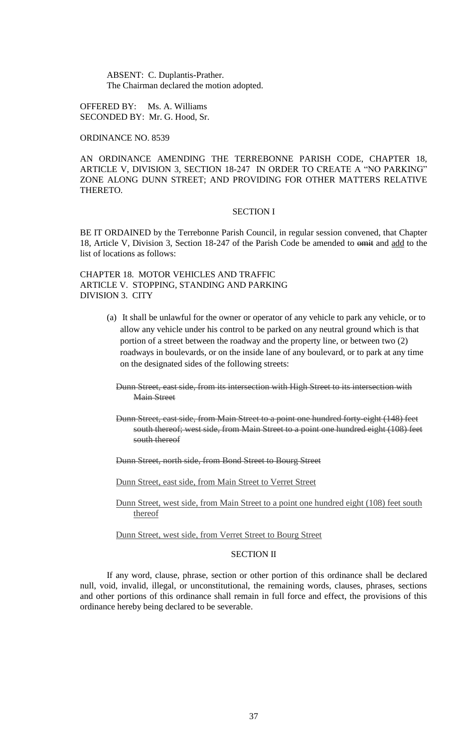ABSENT: C. Duplantis-Prather.
The Chairman declared the motion adopted.

OFFERED BY: Ms. A. Williams
SECONDED BY: Mr. G. Hood, Sr.

ORDINANCE NO. 8539

AN ORDINANCE AMENDING THE TERREBONNE PARISH CODE, CHAPTER 18, ARTICLE V, DIVISION 3, SECTION 18-247 IN ORDER TO CREATE A "NO PARKING" ZONE ALONG DUNN STREET; AND PROVIDING FOR OTHER MATTERS RELATIVE THERETO.

SECTION I

BE IT ORDAINED by the Terrebonne Parish Council, in regular session convened, that Chapter 18, Article V, Division 3, Section 18-247 of the Parish Code be amended to ~~omit~~ and <u>add</u> to the list of locations as follows:

CHAPTER 18. MOTOR VEHICLES AND TRAFFIC
ARTICLE V. STOPPING, STANDING AND PARKING
DIVISION 3. CITY

(a) It shall be unlawful for the owner or operator of any vehicle to park any vehicle, or to allow any vehicle under his control to be parked on any neutral ground which is that portion of a street between the roadway and the property line, or between two (2) roadways in boulevards, or on the inside lane of any boulevard, or to park at any time on the designated sides of the following streets:

~~Dunn Street, east side, from its intersection with High Street to its intersection with Main Street~~

~~Dunn Street, east side, from Main Street to a point one hundred forty-eight (148) feet south thereof; west side, from Main Street to a point one hundred eight (108) feet south thereof~~

~~Dunn Street, north side, from Bond Street to Bourg Street~~

<u>Dunn Street, east side, from Main Street to Verret Street</u>

<u>Dunn Street, west side, from Main Street to a point one hundred eight (108) feet south thereof</u>

<u>Dunn Street, west side, from Verret Street to Bourg Street</u>

SECTION II

If any word, clause, phrase, section or other portion of this ordinance shall be declared null, void, invalid, illegal, or unconstitutional, the remaining words, clauses, phrases, sections and other portions of this ordinance shall remain in full force and effect, the provisions of this ordinance hereby being declared to be severable.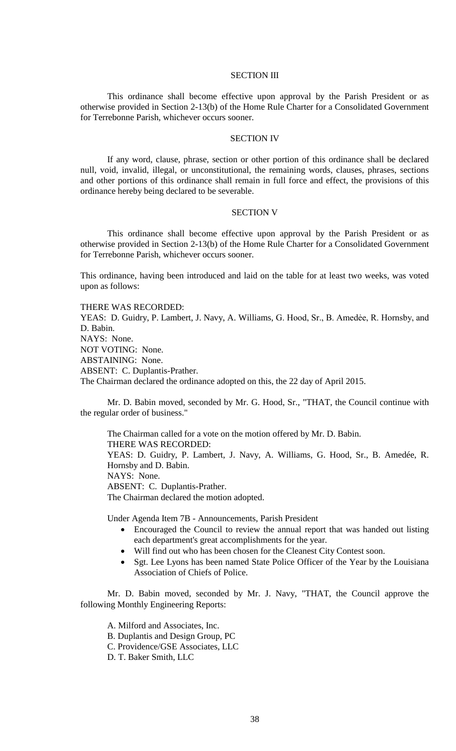SECTION III

This ordinance shall become effective upon approval by the Parish President or as otherwise provided in Section 2-13(b) of the Home Rule Charter for a Consolidated Government for Terrebonne Parish, whichever occurs sooner.

SECTION IV

If any word, clause, phrase, section or other portion of this ordinance shall be declared null, void, invalid, illegal, or unconstitutional, the remaining words, clauses, phrases, sections and other portions of this ordinance shall remain in full force and effect, the provisions of this ordinance hereby being declared to be severable.

SECTION V

This ordinance shall become effective upon approval by the Parish President or as otherwise provided in Section 2-13(b) of the Home Rule Charter for a Consolidated Government for Terrebonne Parish, whichever occurs sooner.

This ordinance, having been introduced and laid on the table for at least two weeks, was voted upon as follows:

THERE WAS RECORDED:
YEAS: D. Guidry, P. Lambert, J. Navy, A. Williams, G. Hood, Sr., B. Amedėe, R. Hornsby, and D. Babin.
NAYS: None.
NOT VOTING: None.
ABSTAINING: None.
ABSENT: C. Duplantis-Prather.
The Chairman declared the ordinance adopted on this, the 22 day of April 2015.

Mr. D. Babin moved, seconded by Mr. G. Hood, Sr., "THAT, the Council continue with the regular order of business."

The Chairman called for a vote on the motion offered by Mr. D. Babin.
THERE WAS RECORDED:
YEAS: D. Guidry, P. Lambert, J. Navy, A. Williams, G. Hood, Sr., B. Amedée, R. Hornsby and D. Babin.
NAYS: None.
ABSENT: C. Duplantis-Prather.
The Chairman declared the motion adopted.

Under Agenda Item 7B - Announcements, Parish President

- Encouraged the Council to review the annual report that was handed out listing each department's great accomplishments for the year.
- Will find out who has been chosen for the Cleanest City Contest soon.
- Sgt. Lee Lyons has been named State Police Officer of the Year by the Louisiana Association of Chiefs of Police.

Mr. D. Babin moved, seconded by Mr. J. Navy, "THAT, the Council approve the following Monthly Engineering Reports:

A. Milford and Associates, Inc.
B. Duplantis and Design Group, PC
C. Providence/GSE Associates, LLC
D. T. Baker Smith, LLC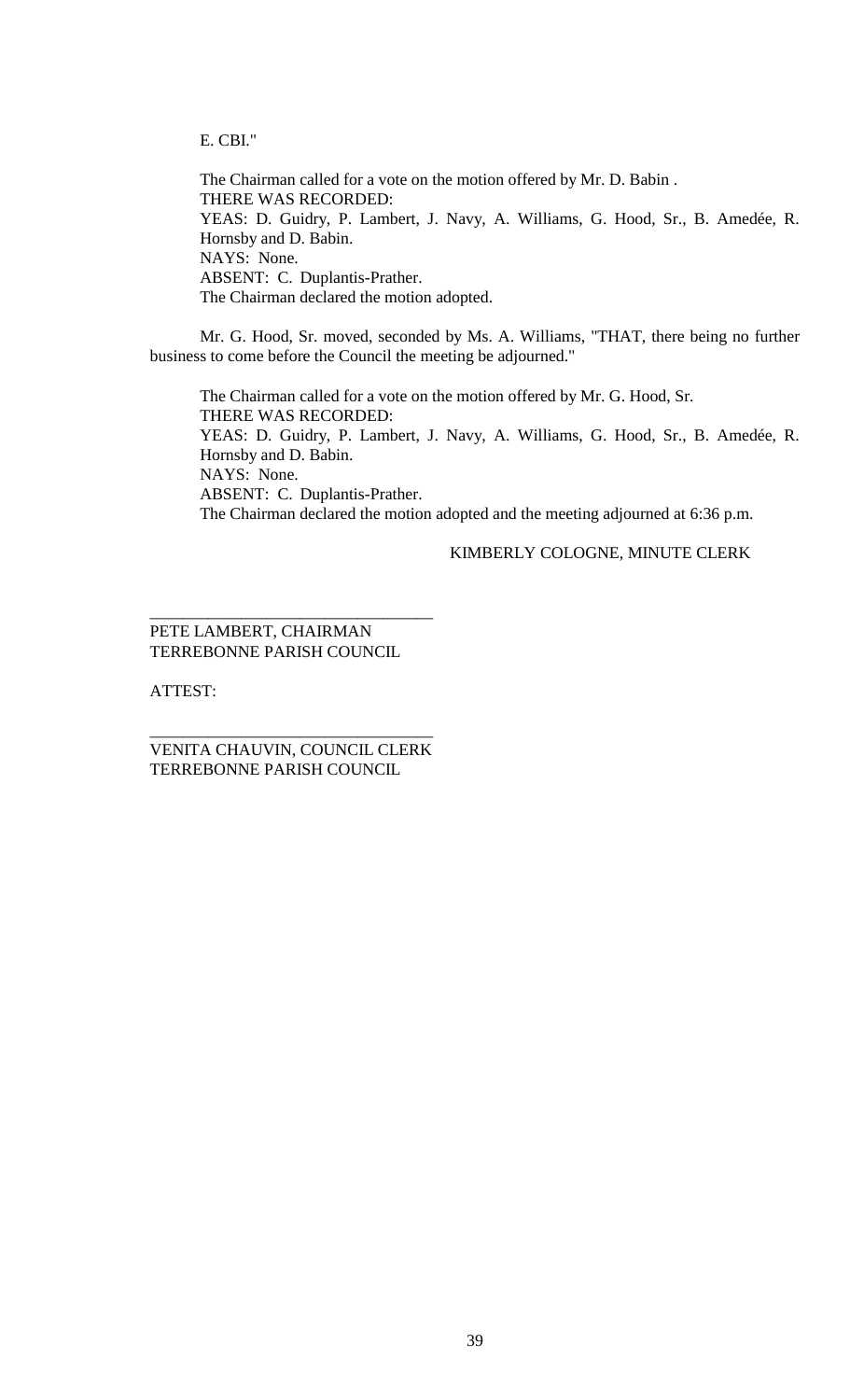E. CBI."

The Chairman called for a vote on the motion offered by Mr. D. Babin .
THERE WAS RECORDED:
YEAS: D. Guidry, P. Lambert, J. Navy, A. Williams, G. Hood, Sr., B. Amedée, R. Hornsby and D. Babin.
NAYS: None.
ABSENT: C. Duplantis-Prather.
The Chairman declared the motion adopted.

Mr. G. Hood, Sr. moved, seconded by Ms. A. Williams, "THAT, there being no further business to come before the Council the meeting be adjourned."

The Chairman called for a vote on the motion offered by Mr. G. Hood, Sr.
THERE WAS RECORDED:
YEAS: D. Guidry, P. Lambert, J. Navy, A. Williams, G. Hood, Sr., B. Amedée, R. Hornsby and D. Babin.
NAYS: None.
ABSENT: C. Duplantis-Prather.
The Chairman declared the motion adopted and the meeting adjourned at 6:36 p.m.

KIMBERLY COLOGNE, MINUTE CLERK

_________________________________
PETE LAMBERT, CHAIRMAN
TERREBONNE PARISH COUNCIL

ATTEST:

_________________________________
VENITA CHAUVIN, COUNCIL CLERK
TERREBONNE PARISH COUNCIL